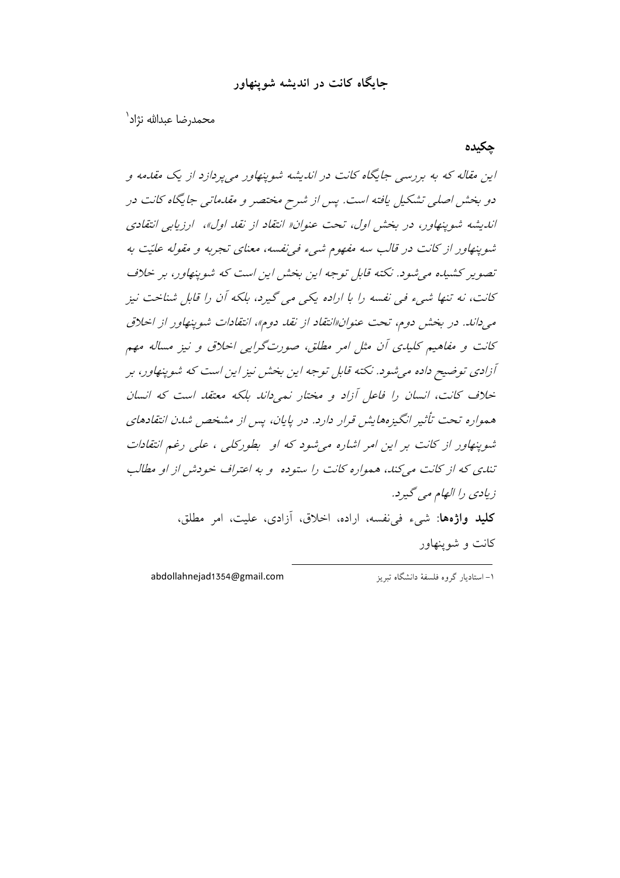# جایگاه کانت در اندیشه شوپنهاور

محمدرضا عبدالله نژاد[1]

## چکیده

*این مقاله که به بررسی جایگاه کانت در اندیشه شوپنهاور می‌پردازد از یک مقدمه و دو بخش اصلی تشکیل یافته است. پس از شرح مختصر و مقدماتی جایگاه کانت در اندیشه شوپنهاور، در بخش اول، تحت عنوان« انتقاد از نقد اول»، ارزیابی انتقادی شوپنهاور از کانت در قالب سه مفهوم شیء فی‌نفسه، معنای تجربه و مقوله علیّت به تصویر کشیده می‌شود. نکته قابل توجه این بخش این است که شوپنهاور، بر خلاف کانت، نه تنها شیء فی نفسه را با اراده یکی می گیرد، بلکه آن را قابل شناخت نیز می‌داند. در بخش دوم، تحت عنوان«انتقاد از نقد دوم»، انتقادات شوپنهاور از اخلاق کانت و مفاهیم کلیدی آن مثل امر مطلق، صورت‌گرایی اخلاق و نیز مساله مهم آزادی توضیح داده می‌شود. نکته قابل توجه این بخش نیز این است که شوپنهاور، بر خلاف کانت، انسان را فاعل آزاد و مختار نمی‌داند بلکه معتقد است که انسان همواره تحت تأثیر انگیزه‌هایش قرار دارد. در پایان، پس از مشخص شدن انتقادهای شوپنهاور از کانت بر این امر اشاره می‌شود که او بطورکلی ، علی رغم انتقادات تندی که از کانت می‌کند، همواره کانت را ستوده و به اعتراف خودش از او مطالب زیادی را الهام می گیرد.*

**کلید واژه‌ها**: شیء فی‌نفسه، اراده، اخلاق، آزادی، علیت، امر مطلق، کانت و شوپنهاور

---

[1] - استادیار گروه فلسفهٔ دانشگاه تبریز abdollahnejad1354@gmail.com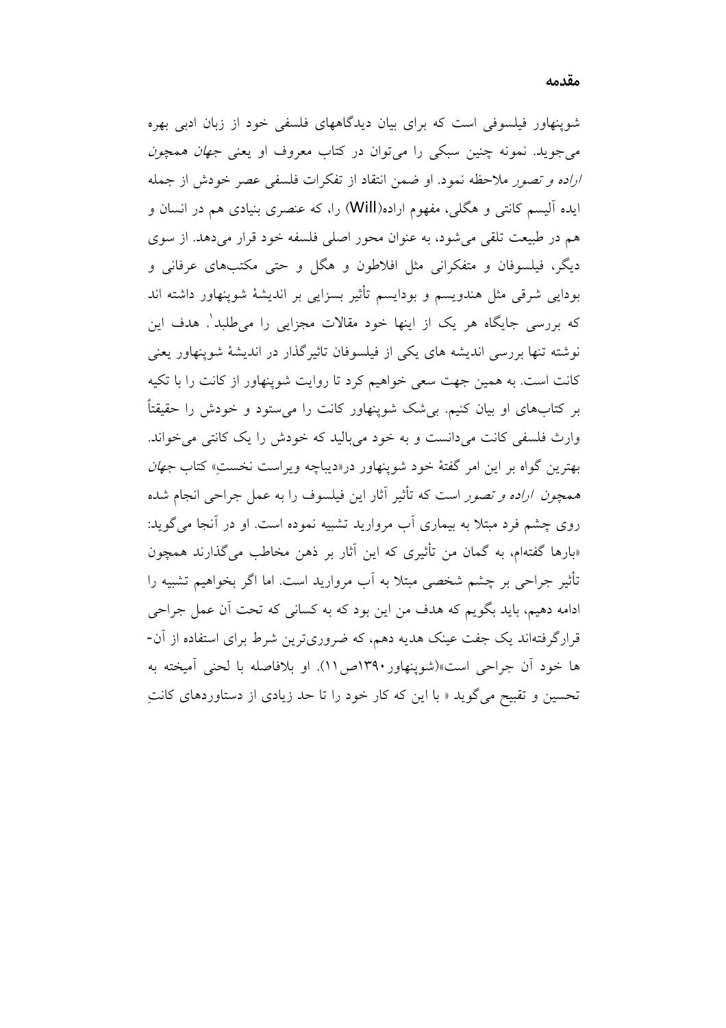## مقدمه

شوپنهاور فیلسوفی است که برای بیان دیدگاههای فلسفی خود از زبان ادبی بهره می‌جوید. نمونه چنین سبکی را می‌توان در کتاب معروف او یعنی *جهان همچون اراده و تصور* ملاحظه نمود. او ضمن انتقاد از تفکرات فلسفی عصر خودش از جمله ایده آلیسم کانتی و هگلی، مفهوم اراده(Will) را، که عنصری بنیادی هم در انسان و هم در طبیعت تلقی می‌شود، به عنوان محور اصلی فلسفه خود قرار می‌دهد. از سوی دیگر، فیلسوفان و متفکرانی مثل افلاطون و هگل و حتی مکتب‌های عرفانی و بودایی شرقی مثل هندوئیسم و بودائیسم تأثیر بسزایی بر اندیشهٔ شوپنهاور داشته اند که بررسی جایگاه هر یک از اینها خود مقالات مجزایی را می‌طلبد[1]. هدف این نوشته تنها بررسی اندیشه های یکی از فیلسوفان تاثیرگذار در اندیشهٔ شوپنهاور یعنی کانت است. به همین جهت سعی خواهیم کرد تا روایت شوپنهاور از کانت را با تکیه بر کتاب‌های او بیان کنیم. بی‌شک شوپنهاور کانت را می‌ستود و خودش را حقیقتاً وارث فلسفی کانت می‌دانست و به خود می‌بالید که خودش را یک کانتی می‌خواند. بهترین گواه بر این امر گفتهٔ خود شوپنهاور در«دیباچه ویراست نخستِ» کتاب *جهان همچون اراده و تصور* است که تأثیر آثار این فیلسوف را به عمل جراحی انجام شده روی چشم فرد مبتلا به بیماری آب مروارید تشبیه نموده است. او در آنجا می‌گوید: «بارها گفته‌ام، به گمان من تأثیری که این آثار بر ذهن مخاطب می‌گذارند همچون تأثیر جراحی بر چشم شخصی مبتلا به آب مروارید است. اما اگر بخواهیم تشبیه را ادامه دهیم، باید بگویم که هدف من این بود که به کسانی که تحت آن عمل جراحی قرارگرفته‌اند یک جفت عینک هدیه دهم، که ضروری‌ترین شرط برای استفاده از آن‌ها خود آن جراحی است»(شوپنهاور۱۳۹۰ص۱۱). او بلافاصله با لحنی آمیخته به تحسین و تقبیح می‌گوید « با این که کار خود را تا حد زیادی از دستاوردهای کانتِ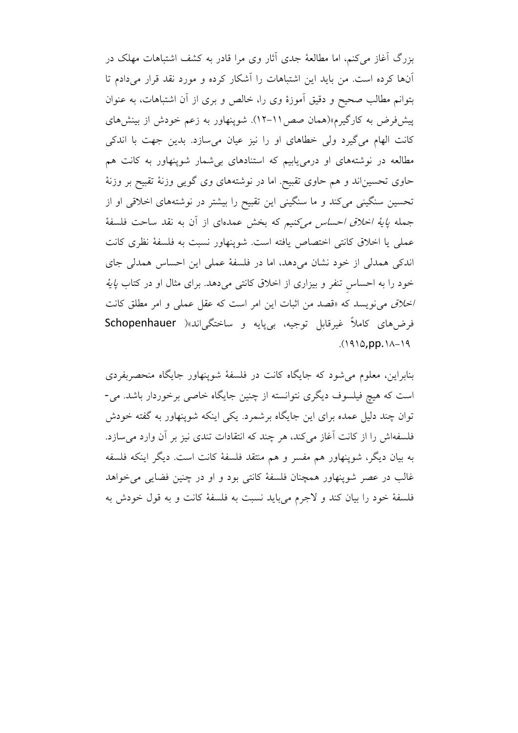بزرگ آغاز می‌کنم، اما مطالعهٔ جدی آثار وی مرا قادر به کشف اشتباهات مهلک در آن‌ها کرده است. من باید این اشتباهات را آشکار کرده و مورد نقد قرار می‌دادم تا بتوانم مطالب صحیح و دقیق آموزهٔ وی را، خالص و بری از آن اشتباهات، به عنوان پیش‌فرض به کارگیرم»(همان صص۱۱–۱۲). شوپنهاور به زعم خودش از بینش‌های کانت الهام می‌گیرد ولی خطاهای او را نیز عیان می‌سازد. بدین جهت با اندکی مطالعه در نوشته‌های او درمی‌یابیم که استنادهای بی‌شمار شوپنهاور به کانت هم حاوی تحسین‌اند و هم حاوی تقبیح. اما در نوشته‌های وی گویی وزنهٔ تقبیح بر وزنهٔ تحسین سنگینی می‌کند و ما سنگینی این تقبیح را بیشتر در نوشته‌های اخلاقی او و از جمله *پایهٔ اخلاق احساس می‌کنیم* که بخش عمده‌ای از آن به نقد ساحت فلسفهٔ عملی یا اخلاق کانتی اختصاص یافته است. شوپنهاور نسبت به فلسفهٔ نظری کانت اندکی همدلی از خود نشان می‌دهد، اما در فلسفهٔ عملی این احساس همدلی جای خود را به احساسِ تنفر و بیزاری از اخلاق کانتی می‌دهد. برای مثال او در کتاب *پایهٔ اخلاق* می‌نویسد که «قصد من اثبات این امر است که عقل عملی و امر مطلق کانت فرض‌های کاملاً غیرقابل توجیه، بی‌پایه و ساختگی‌اند»( Schopenhauer ۱۹۱۵,pp.۱۸–۱۹).

بنابراین، معلوم می‌شود که جایگاه کانت در فلسفهٔ شوپنهاور جایگاه منحصربفردی است که هیچ فیلسوف دیگری نتوانسته از چنین جایگاه خاصی برخوردار باشد. می‌توان چند دلیل عمده برای این جایگاه برشمرد. یکی اینکه شوپنهاور به گفته خودش فلسفه‌اش را از کانت آغاز می‌کند، هر چند که انتقادات تندی نیز بر آن وارد می‌سازد. به بیان دیگر، شوپنهاور هم مفسر و هم منتقد فلسفهٔ کانت است. دیگر اینکه فلسفه غالب در عصر شوپنهاور همچنان فلسفهٔ کانتی بود و او در چنین فضایی می‌خواهد فلسفهٔ خود را بیان کند و لاجرم می‌باید نسبت به فلسفهٔ کانت و به قول خودش به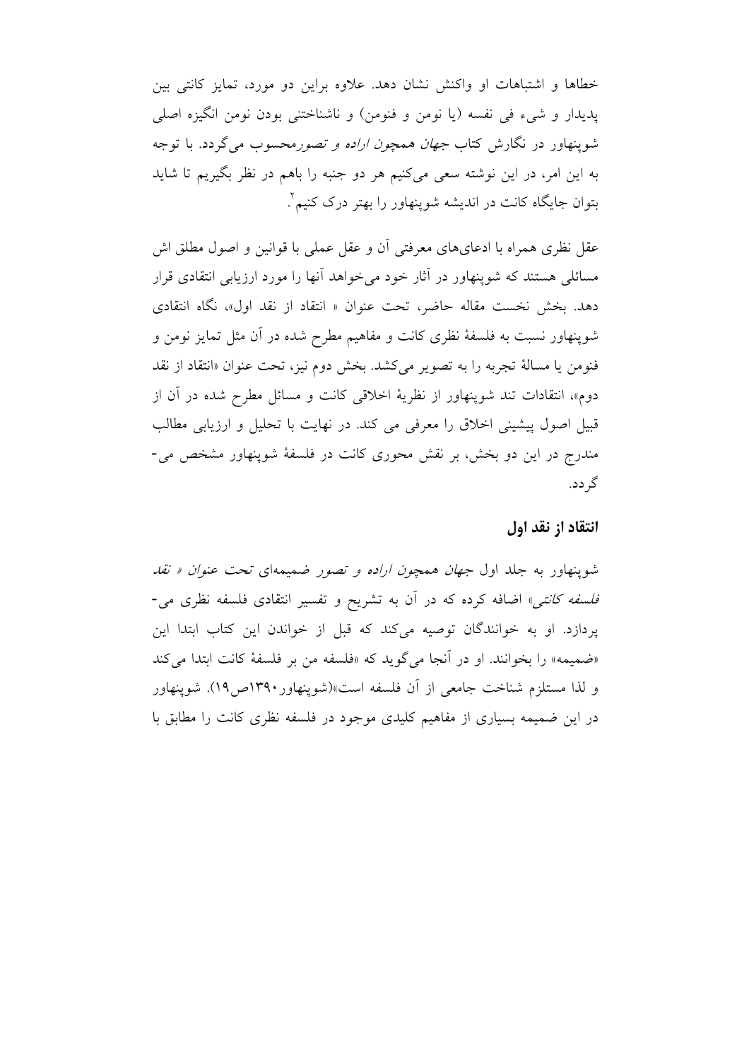خطاها و اشتباهات او واکنش نشان دهد. علاوه براین دو مورد، تمایز کانتی بین پدیدار و شیء فی نفسه (یا نومن و فنومن) و ناشناختنی بودن نومن انگیزه اصلی شوپنهاور در نگارش کتاب *جهان همچون اراده و تصور* محسوب می‌گردد. با توجه به این امر، در این نوشته سعی می‌کنیم هر دو جنبه را باهم در نظر بگیریم تا شاید بتوان جایگاه کانت در اندیشه شوپنهاور را بهتر درک کنیم[۲].

عقل نظری همراه با ادعای‌های معرفتی آن و عقل عملی با قوانین و اصول مطلق اش مسائلی هستند که شوپنهاور در آثار خود می‌خواهد آنها را مورد ارزیابی انتقادی قرار دهد. بخش نخست مقاله حاضر، تحت عنوان « انتقاد از نقد اول»، نگاه انتقادی شوپنهاور نسبت به فلسفهٔ نظری کانت و مفاهیم مطرح شده در آن مثل تمایز نومن و فنومن یا مسالهٔ تجربه را به تصویر می‌کشد. بخش دوم نیز، تحت عنوان «انتقاد از نقد دوم»، انتقادات تند شوپنهاور از نظریهٔ اخلاقی کانت و مسائل مطرح شده در آن از قبیل اصول پیشینی اخلاق را معرفی می کند. در نهایت با تحلیل و ارزیابی مطالب مندرج در این دو بخش، بر نقش محوری کانت در فلسفهٔ شوپنهاور مشخص می-گردد.

## انتقاد از نقد اول

شوپنهاور به جلد اول *جهان همچون اراده و تصور* ضمیمه‌ای *تحت عنوان « نقد فلسفه کانتی»* اضافه کرده که در آن به تشریح و تفسیر انتقادی فلسفه نظری می-پردازد. او به خوانندگان توصیه می‌کند که قبل از خواندن این کتاب ابتدا این «ضمیمه» را بخوانند. او در آنجا می‌گوید که «فلسفه من بر فلسفهٔ کانت ابتدا می‌کند و لذا مستلزم شناخت جامعی از آن فلسفه است»(شوپنهاور۱۳۹۰ص۱۹). شوپنهاور در این ضمیمه بسیاری از مفاهیم کلیدی موجود در فلسفه نظری کانت را مطابق با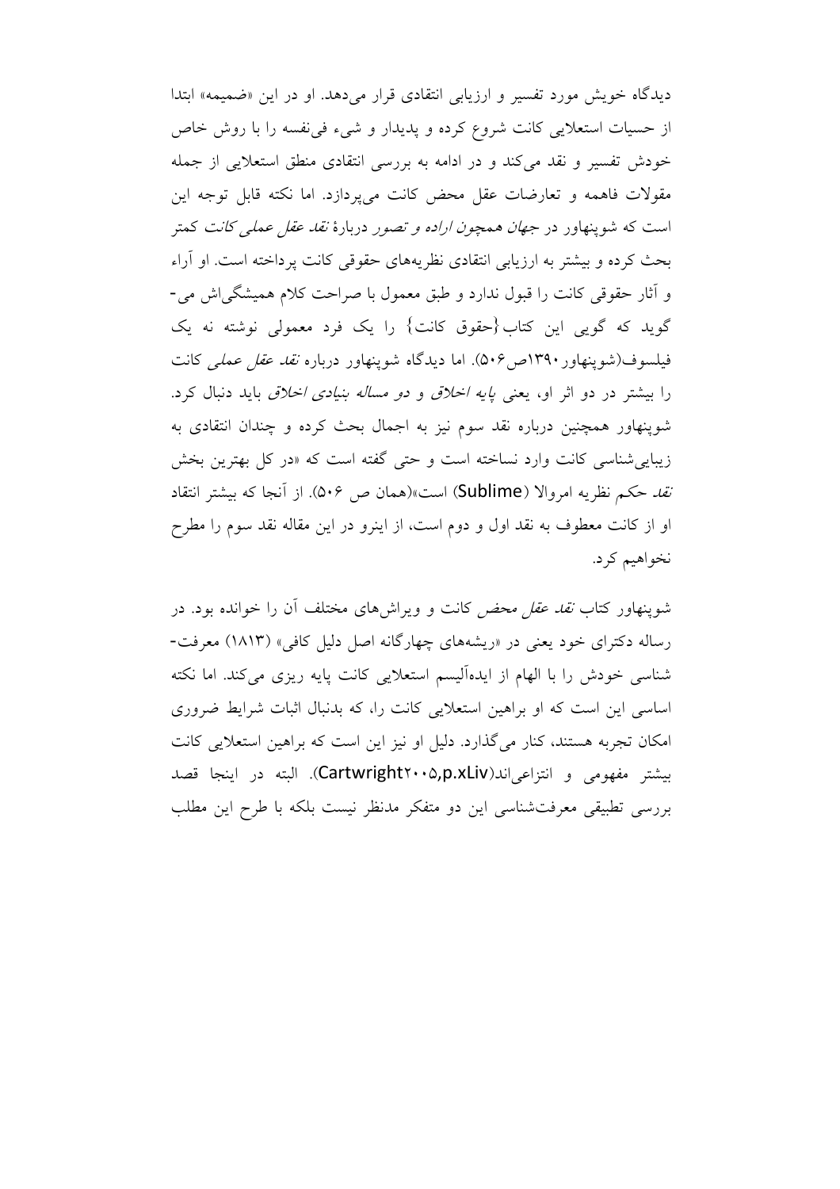دیدگاه خویش مورد تفسیر و ارزیابی انتقادی قرار می‌دهد. او در این «ضمیمه» ابتدا از حسیات استعلایی کانت شروع کرده و پدیدار و شیء فی‌نفسه را با روش خاص خودش تفسیر و نقد می‌کند و در ادامه به بررسی انتقادی منطق استعلایی از جمله مقولات فاهمه و تعارضات عقل محض کانت می‌پردازد. اما نکته قابل توجه این است که شوپنهاور در *جهان همچون اراده و تصور* دربارهٔ *نقد عقل عملی کانت* کمتر بحث کرده و بیشتر به ارزیابی انتقادی نظریه‌های حقوقی کانت پرداخته است. او آراء و آثار حقوقی کانت را قبول ندارد و طبق معمول با صراحت کلام همیشگی‌اش می‌گوید که گویی این کتاب{حقوق کانت} را یک فرد معمولی نوشته نه یک فیلسوف(شوپنهاور۱۳۹۰ص۵۰۶). اما دیدگاه شوپنهاور درباره *نقد عقل عملی* کانت را بیشتر در دو اثر او، یعنی *پایه اخلاق* و *دو مساله بنیادی اخلاق* باید دنبال کرد. شوپنهاور همچنین درباره نقد سوم نیز به اجمال بحث کرده و چندان انتقادی به زیبایی‌شناسی کانت وارد نساخته است و حتی گفته است که «در کل بهترین بخش *نقد* حکم نظریه امروالا (Sublime) است»(همان ص ۵۰۶). از آنجا که بیشتر انتقاد او از کانت معطوف به نقد اول و دوم است، از اینرو در این مقاله نقد سوم را مطرح نخواهیم کرد.

شوپنهاور کتاب *نقد عقل محض* کانت و ویراش‌های مختلف آن را خوانده بود. در رساله دکترای خود یعنی در «ریشه‌های چهارگانه اصل دلیل کافی» (۱۸۱۳) معرفت‌شناسی خودش را با الهام از ایده‌آلیسم استعلایی کانت پایه ریزی می‌کند. اما نکته اساسی این است که او براهین استعلایی کانت را، که بدنبال اثبات شرایط ضروری امکان تجربه هستند، کنار می‌گذارد. دلیل او نیز این است که براهین استعلایی کانت بیشتر مفهومی و انتزاعی‌اند(Cartwright۲۰۰۵,p.xLiv). البته در اینجا قصد بررسی تطبیقی معرفت‌شناسی این دو متفکر مدنظر نیست بلکه با طرح این مطلب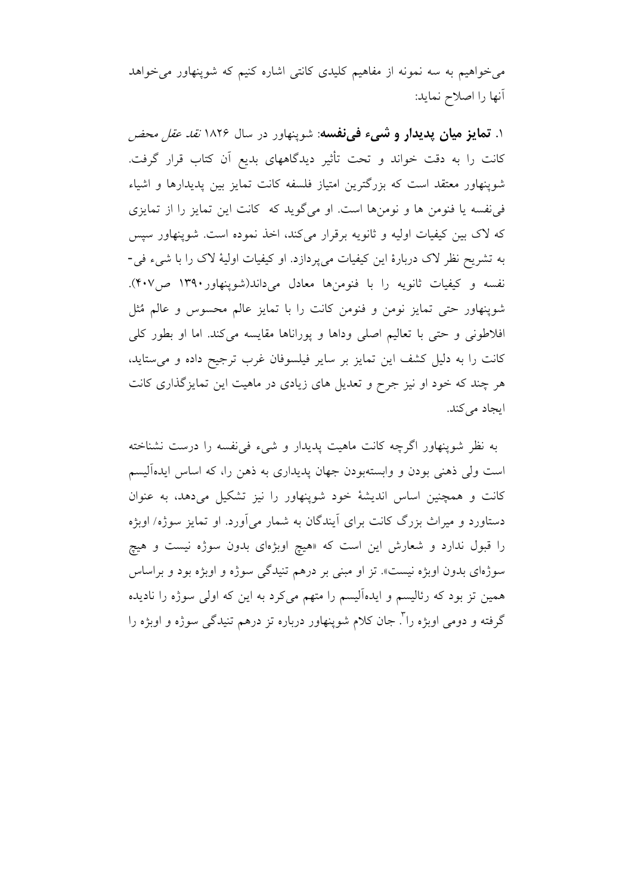می‌خواهیم به سه نمونه از مفاهیم کلیدی کانتی اشاره کنیم که شوپنهاور می‌خواهد آنها را اصلاح نماید:

۱. **تمایز میان پدیدار و شیء فی‌نفسه**: شوپنهاور در سال ۱۸۲۶ *نقد عقل محض* کانت را به دقت خواند و تحت تأثیر دیدگاههای بدیع آن کتاب قرار گرفت. شوپنهاور معتقد است که بزرگترین امتیاز فلسفه کانت تمایز بین پدیدارها و اشیاء فی‌نفسه یا فنومن ها و نومن‌ها است. او می‌گوید که کانت این تمایز را از تمایزی که لاک بین کیفیات اولیه و ثانویه برقرار می‌کند، اخذ نموده است. شوپنهاور سپس به تشریح نظر لاک دربارهٔ این کیفیات می‌پردازد. او کیفیات اولیهٔ لاک را با شیء فی-نفسه و کیفیات ثانویه را با فنومن‌ها معادل می‌داند(شوپنهاور۱۳۹۰ ص۴۰۷). شوپنهاور حتی تمایز نومن و فنومن کانت را با تمایز عالم محسوس و عالم مُثل افلاطونی و حتی با تعالیم اصلی وداها و پوراناها مقایسه می‌کند. اما او بطور کلی کانت را به دلیل کشف این تمایز بر سایر فیلسوفان غرب ترجیح داده و می‌ستاید، هر چند که خود او نیز جرح و تعدیل های زیادی در ماهیت این تمایزگذاری کانت ایجاد می‌کند.

به نظر شوپنهاور اگرچه کانت ماهیت پدیدار و شیء فی‌نفسه را درست نشناخته است ولی ذهنی بودن و وابسته‌بودن جهان پدیداری به ذهن را، که اساس ایده‌آلیسم کانت و همچنین اساس اندیشهٔ خود شوپنهاور را نیز تشکیل می‌دهد، به عنوان دستاورد و میراث بزرگ کانت برای آیندگان به شمار می‌آورد. او تمایز سوژه/ اوبژه را قبول ندارد و شعارش این است که «هیچ اوبژه‌ای بدون سوژه نیست و هیچ سوژه‌ای بدون اوبژه نیست». تز او مبنی بر درهم تنیدگی سوژه و اوبژه بود و براساس همین تز بود که رئالیسم و ایده‌آلیسم را متهم می‌کرد به این که اولی سوژه را نادیده گرفته و دومی اوبژه را[۳]. جان کلام شوپنهاور درباره تز درهم تنیدگی سوژه و اوبژه را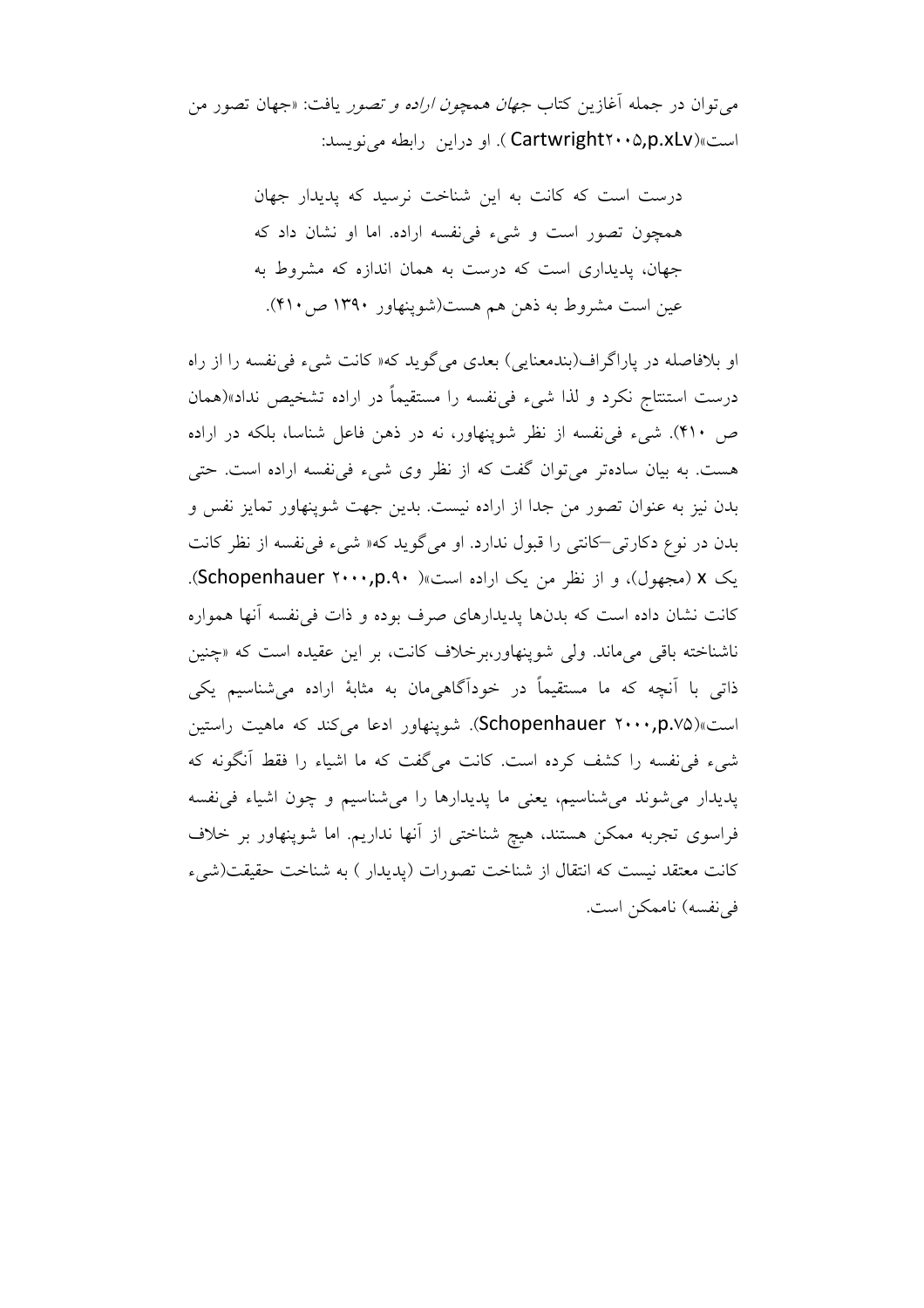می‌توان در جمله آغازین کتاب *جهان* همچون *اراده و تصور* یافت: «جهان تصور من است»(Cartwright۲۰۰۵,p.xLv ). او دراین  رابطه می‌نویسد:

> درست است که کانت به این شناخت نرسید که پدیدار جهان همچون تصور است و شیء فی‌نفسه اراده. اما او نشان داد که جهان، پدیداری است که درست به همان اندازه که مشروط به عین است مشروط به ذهن هم هست(شوپنهاور ۱۳۹۰ ص۴۱۰).

او بلافاصله در پاراگراف(بندمعنایی) بعدی می‌گوید که« کانت شیء فی‌نفسه را از راه درست استنتاج نکرد و لذا شیء فی‌نفسه را مستقیماً در اراده تشخیص نداد»(همان ص ۴۱۰). شیء فی‌نفسه از نظر شوپنهاور، نه در ذهن فاعل شناسا، بلکه در اراده هست. به بیان ساده‌تر می‌توان گفت که از نظر وی شیء فی‌نفسه اراده است. حتی بدن نیز به عنوان تصور من جدا از اراده نیست. بدین جهت شوپنهاور تمایز نفس و بدن در نوع دکارتی–کانتی را قبول ندارد. او می‌گوید که« شیء فی‌نفسه از نظر کانت یک x (مجهول)، و از نظر من یک اراده است»( Schopenhauer ۲۰۰۰,p.۹۰). کانت نشان داده است که بدن‌ها پدیدارهای صرف بوده و ذات فی‌نفسه آنها همواره ناشناخته باقی می‌ماند. ولی شوپنهاور،برخلاف کانت، بر این عقیده است که «چنین ذاتی با آنچه که ما مستقیماً در خودآگاهی‌مان به مثابهٔ اراده می‌شناسیم یکی است»(Schopenhauer ۲۰۰۰,p.۷۵). شوپنهاور ادعا می‌کند که ماهیت راستین شیء فی‌نفسه را کشف کرده است. کانت می‌گفت که ما اشیاء را فقط آنگونه که پدیدار می‌شوند می‌شناسیم، یعنی ما پدیدارها را می‌شناسیم و چون اشیاء فی‌نفسه فراسوی تجربه ممکن هستند، هیچ شناختی از آنها نداریم. اما شوپنهاور بر خلاف کانت معتقد نیست که انتقال از شناخت تصورات (پدیدار ) به شناخت حقیقت(شیء فی‌نفسه) ناممکن است.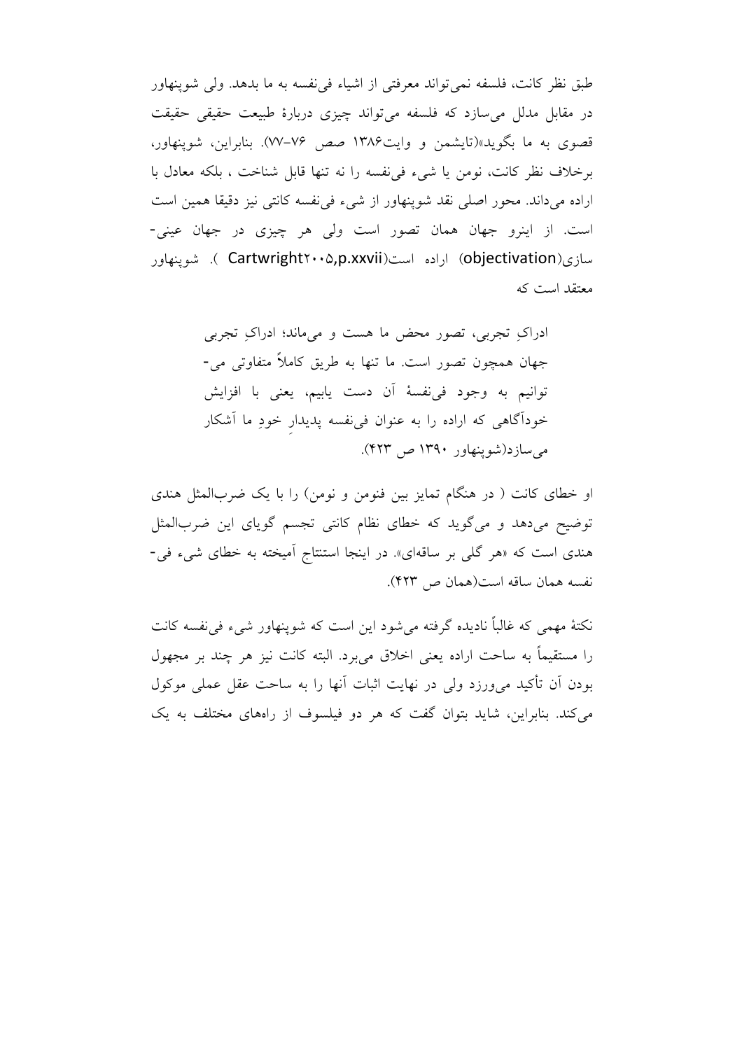طبق نظر کانت، فلسفه نمی‌تواند معرفتی از اشیاء فی‌نفسه به ما بدهد. ولی شوپنهاور در مقابل مدلل می‌سازد که فلسفه می‌تواند چیزی دربارهٔ طبیعت حقیقی حقیقت قصوی به ما بگوید»(تایشمن و وایت۱۳۸۶ صص ۷۶–۷۷). بنابراین، شوپنهاور، برخلاف نظر کانت، نومن یا شیء فی‌نفسه را نه تنها قابل شناخت ، بلکه معادل با اراده می‌داند. محور اصلی نقد شوپنهاور از شیء فی‌نفسه کانتی نیز دقیقا همین است است. از اینرو جهان همان تصور است ولی هر چیزی در جهان عینی-سازی(objectivation) اراده است(Cartwright۲۰۰۵,p.xxvii ). شوپنهاور معتقد است که

> ادراکِ تجربی، تصور محض ما هست و می‌ماند؛ ادراکِ تجربی جهان همچون تصور است. ما تنها به طریق کاملاً متفاوتی می‌توانیم به وجود فی‌نفسهٔ آن دست یابیم، یعنی با افزایش خودآگاهی که اراده را به عنوان فی‌نفسه پدیدارِ خودِ ما آشکار می‌سازد(شوپنهاور ۱۳۹۰ ص ۴۲۳).

او خطای کانت ( در هنگام تمایز بین فنومن و نومن) را با یک ضرب‌المثل هندی توضیح می‌دهد و می‌گوید که خطای نظام کانتی تجسم گویای این ضرب‌المثل هندی است که «هر گلی بر ساقه‌ای». در اینجا استنتاج آمیخته به خطای شیء فی-نفسه همان ساقه است(همان ص ۴۲۳).

نکتهٔ مهمی که غالباً نادیده گرفته می‌شود این است که شوپنهاور شیء فی‌نفسه کانت را مستقیماً به ساحت اراده یعنی اخلاق می‌برد. البته کانت نیز هر چند بر مجهول بودن آن تأکید می‌ورزد ولی در نهایت اثبات آنها را به ساحت عقل عملی موکول می‌کند. بنابراین، شاید بتوان گفت که هر دو فیلسوف از راه‌های مختلف به یک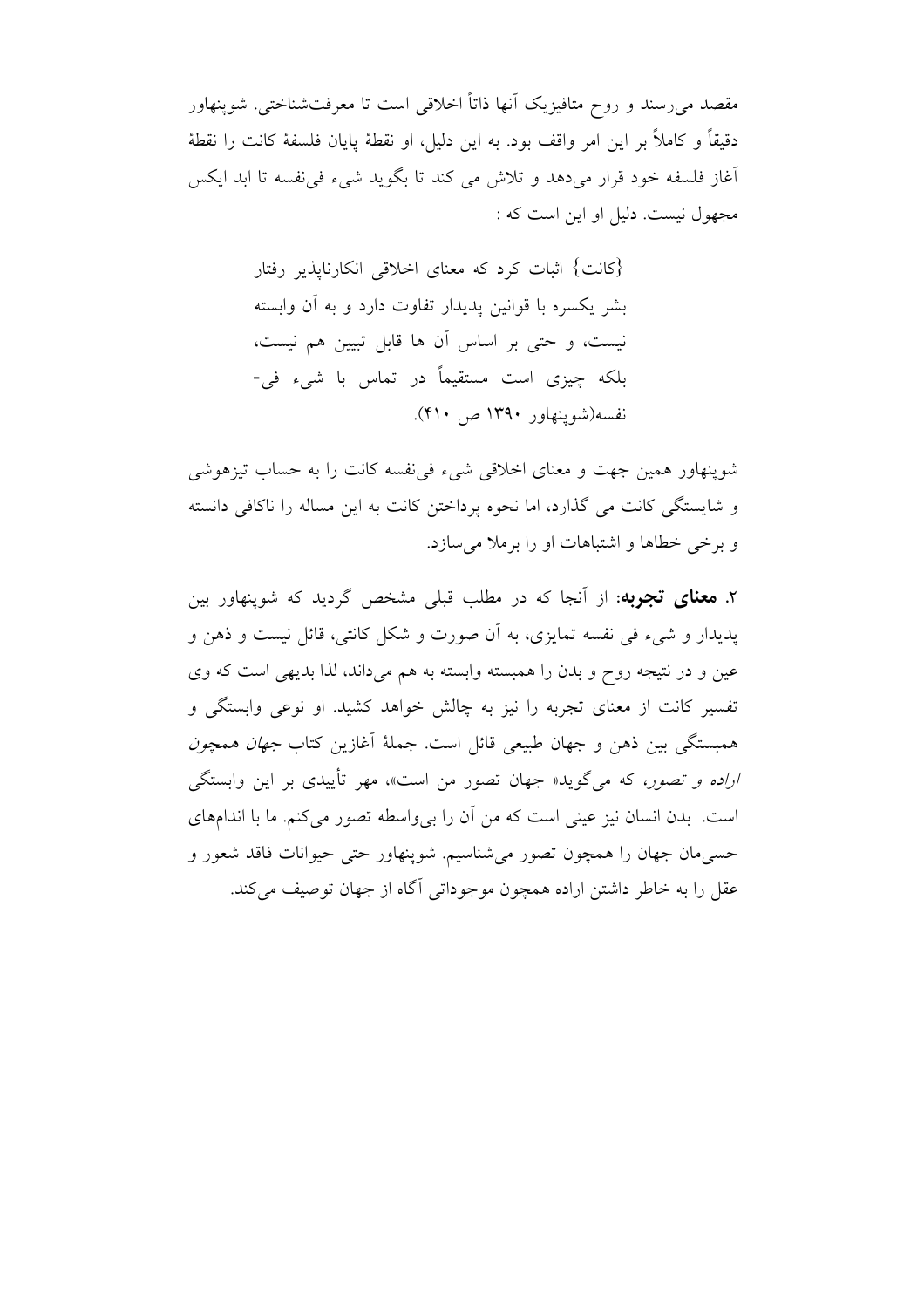مقصد می‌رسند و روح متافیزیک آنها ذاتاً اخلاقی است تا معرفت‌شناختی. شوپنهاور دقیقاً و کاملاً بر این امر واقف بود. به این دلیل، او نقطهٔ پایان فلسفهٔ کانت را نقطهٔ آغاز فلسفه خود قرار می‌دهد و تلاش می کند تا بگوید شیء فی‌نفسه تا ابد ایکس مجهول نیست. دلیل او این است که :

> {کانت} اثبات کرد که معنای اخلاقی انکارناپذیر رفتار بشر یکسره با قوانین پدیدار تفاوت دارد و به آن وابسته نیست، و حتی بر اساس آن ها قابل تبیین هم نیست، بلکه چیزی است مستقیماً در تماس با شیء فی-نفسه(شوپنهاور ۱۳۹۰ ص ۴۱۰).

شوپنهاور همین جهت و معنای اخلاقی شیء فی‌نفسه کانت را به حساب تیزهوشی و شایستگی کانت می گذارد، اما نحوه پرداختن کانت به این مساله را ناکافی دانسته و برخی خطاها و اشتباهات او را برملا می‌سازد.

۲. **معنای تجربه**: از آنجا که در مطلب قبلی مشخص گردید که شوپنهاور بین پدیدار و شیء فی نفسه تمایزی، به آن صورت و شکل کانتی، قائل نیست و ذهن و عین و در نتیجه روح و بدن را همبسته وابسته به هم می‌داند، لذا بدیهی است که وی تفسیر کانت از معنای تجربه را نیز به چالش خواهد کشید. او نوعی وابستگی و همبستگی بین ذهن و جهان طبیعی قائل است. جملهٔ آغازین کتاب *جهان همچون اراده و تصور*، که می‌گوید« جهان تصور من است»، مهر تأییدی بر این وابستگی است. بدن انسان نیز عینی است که من آن را بی‌واسطه تصور می‌کنم. ما با اندامهای حسی‌مان جهان را همچون تصور می‌شناسیم. شوپنهاور حتی حیوانات فاقد شعور و عقل را به خاطر داشتن اراده همچون موجوداتی آگاه از جهان توصیف می‌کند.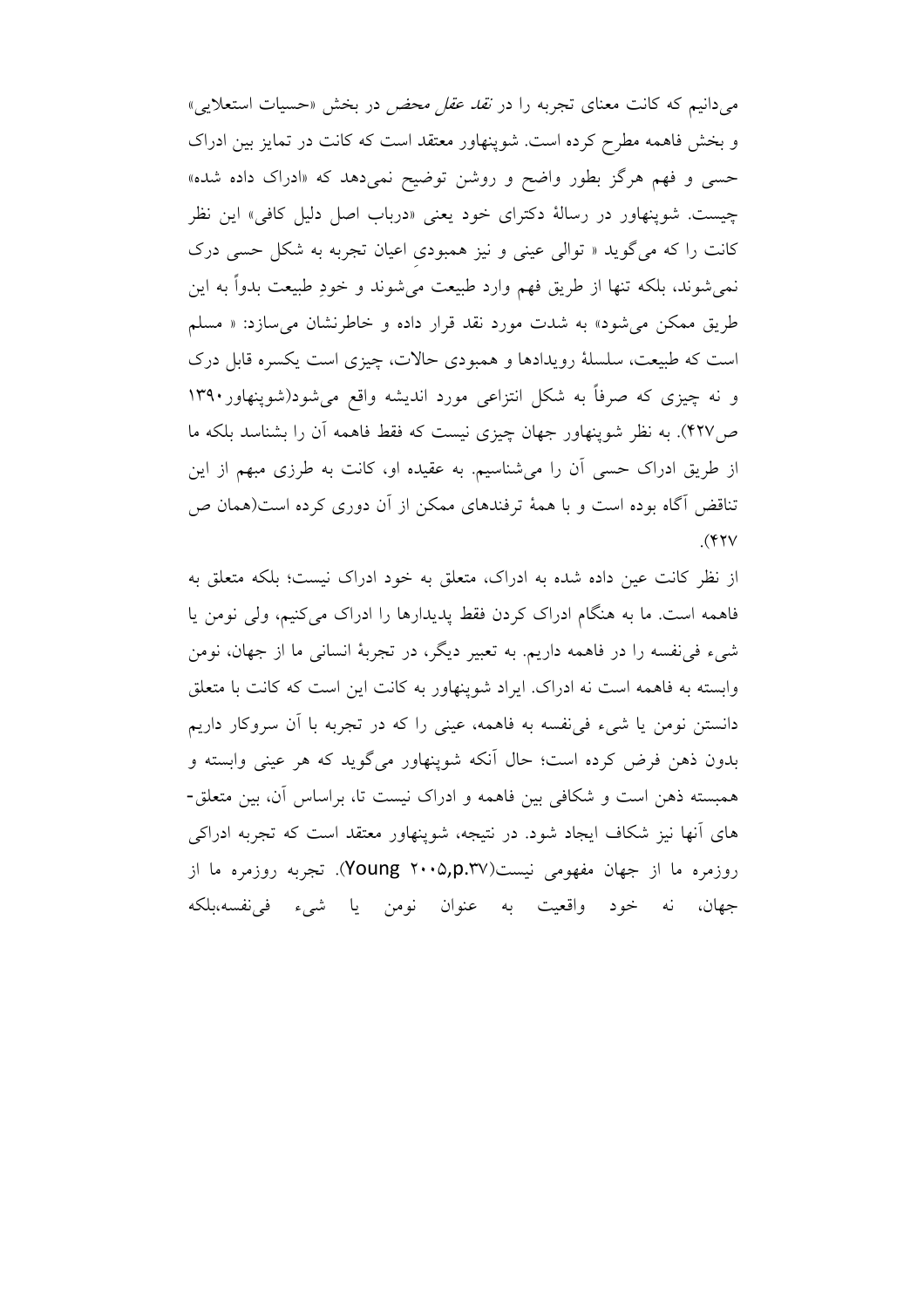می‌دانیم که کانت معنای تجربه را در *نقد عقل محض* در بخش «حسیات استعلایی» و بخش فاهمه مطرح کرده است. شوپنهاور معتقد است که کانت در تمایز بین ادراک حسی و فهم هرگز بطور واضح و روشن توضیح نمی‌دهد که «ادراک داده شده» چیست. شوپنهاور در رسالهٔ دکترای خود یعنی «درباب اصل دلیل کافی» این نظر کانت را که می‌گوید « توالی عینی و نیز همبودیِ اعیان تجربه به شکل حسی درک نمی‌شوند، بلکه تنها از طریق فهم وارد طبیعت می‌شوند و خودِ طبیعت بدواً به این طریق ممکن می‌شود» به شدت مورد نقد قرار داده و خاطرنشان می‌سازد: « مسلم است که طبیعت، سلسلهٔ رویدادها و همبودی حالات، چیزی است یکسره قابل درک و نه چیزی که صرفاً به شکل انتزاعی مورد اندیشه واقع می‌شود(شوپنهاور۱۳۹۰ ص۴۲۷). به نظر شوپنهاور جهان چیزی نیست که فقط فاهمه آن را بشناسد بلکه ما از طریق ادراک حسی آن را می‌شناسیم. به عقیده او، کانت به طرزی مبهم از این تناقض آگاه بوده است و با همهٔ ترفندهای ممکن از آن دوری کرده است(همان ص ۴۲۷).

از نظر کانت عین داده شده به ادراک، متعلق به خود ادراک نیست؛ بلکه متعلق به فاهمه است. ما به هنگام ادراک کردن فقط پدیدارها را ادراک می‌کنیم، ولی نومن یا شیء فی‌نفسه را در فاهمه داریم. به تعبیر دیگر، در تجربهٔ انسانی ما از جهان، نومن وابسته به فاهمه است نه ادراک. ایراد شوپنهاور به کانت این است که کانت با متعلق دانستن نومن یا شیء فی‌نفسه به فاهمه، عینی را که در تجربه با آن سروکار داریم بدون ذهن فرض کرده است؛ حال آنکه شوپنهاور می‌گوید که هر عینی وابسته و همبسته ذهن است و شکافی بین فاهمه و ادراک نیست تا، براساس آن، بین متعلق-های آنها نیز شکاف ایجاد شود. در نتیجه، شوپنهاور معتقد است که تجربه ادراکی روزمره ما از جهان مفهومی نیست(Young ۲۰۰۵,p.۳۷). تجربه روزمره ما از جهان، نه خود واقعیت به عنوان نومن یا شیء فی‌نفسه،بلکه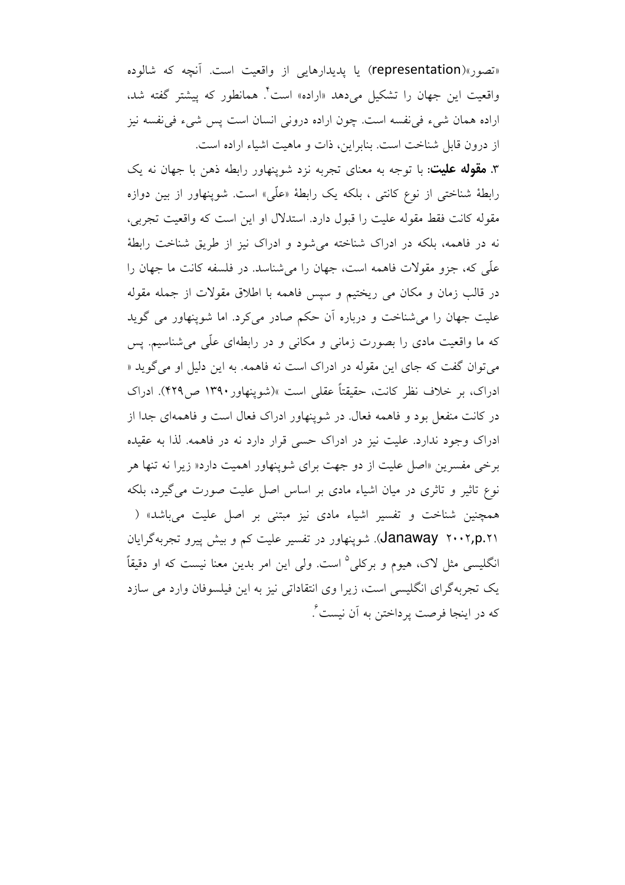«تصور»(representation) یا پدیدارهایی از واقعیت است. آنچه که شالوده واقعیت این جهان را تشکیل می‌دهد «اراده» است[۴]. همانطور که پیشتر گفته شد، اراده همان شیء فی‌نفسه است. چون اراده درونی انسان است پس شیء فی‌نفسه نیز از درون قابل شناخت است. بنابراین، ذات و ماهیت اشیاء اراده است.

۳. **مقوله علیت**: با توجه به معنای تجربه نزد شوپنهاور رابطه ذهن با جهان نه یک رابطهٔ شناختی از نوع کانتی ، بلکه یک رابطهٔ «علّی» است. شوپنهاور از بین دوازه مقوله کانت فقط مقوله علیت را قبول دارد. استدلال او این است که واقعیت تجربی، نه در فاهمه، بلکه در ادراک شناخته می‌شود و ادراک نیز از طریق شناخت رابطهٔ علّی که، جزو مقولات فاهمه است، جهان را می‌شناسد. در فلسفه کانت ما جهان را در قالب زمان و مکان می ریختیم و سپس فاهمه با اطلاق مقولات از جمله مقوله علیت جهان را می‌شناخت و درباره آن حکم صادر می‌کرد. اما شوپنهاور می گوید که ما واقعیت مادی را بصورت زمانی و مکانی و در رابطه‌ای علّی می‌شناسیم. پس می‌توان گفت که جای این مقوله در ادراک است نه فاهمه. به این دلیل او می‌گوید « ادراک، بر خلاف نظر کانت، حقیقتاً عقلی است »(شوپنهاور۱۳۹۰ ص۴۲۹). ادراک در کانت منفعل بود و فاهمه فعال. در شوپنهاور ادراک فعال است و فاهمه‌ای جدا از ادراک وجود ندارد. علیت نیز در ادراک حسی قرار دارد نه در فاهمه. لذا به عقیده برخی مفسرین «اصل علیت از دو جهت برای شوپنهاور اهمیت دارد« زیرا نه تنها هر نوع تاثیر و تاثری در میان اشیاء مادی بر اساس اصل علیت صورت می‌گیرد، بلکه همچنین شناخت و تفسیر اشیاء مادی نیز مبتنی بر اصل علیت می‌باشد» ( Janaway ۲۰۰۲,p.۲۱). شوپنهاور در تفسیر علیت کم و بیش پیرو تجربه‌گرایان انگلیسی مثل لاک، هیوم و برکلی[۵] است. ولی این امر بدین معنا نیست که او دقیقاً یک تجربه‌گرای انگلیسی است، زیرا وی انتقاداتی نیز به این فیلسوفان وارد می سازد که در اینجا فرصت پرداختن به آن نیست[۶].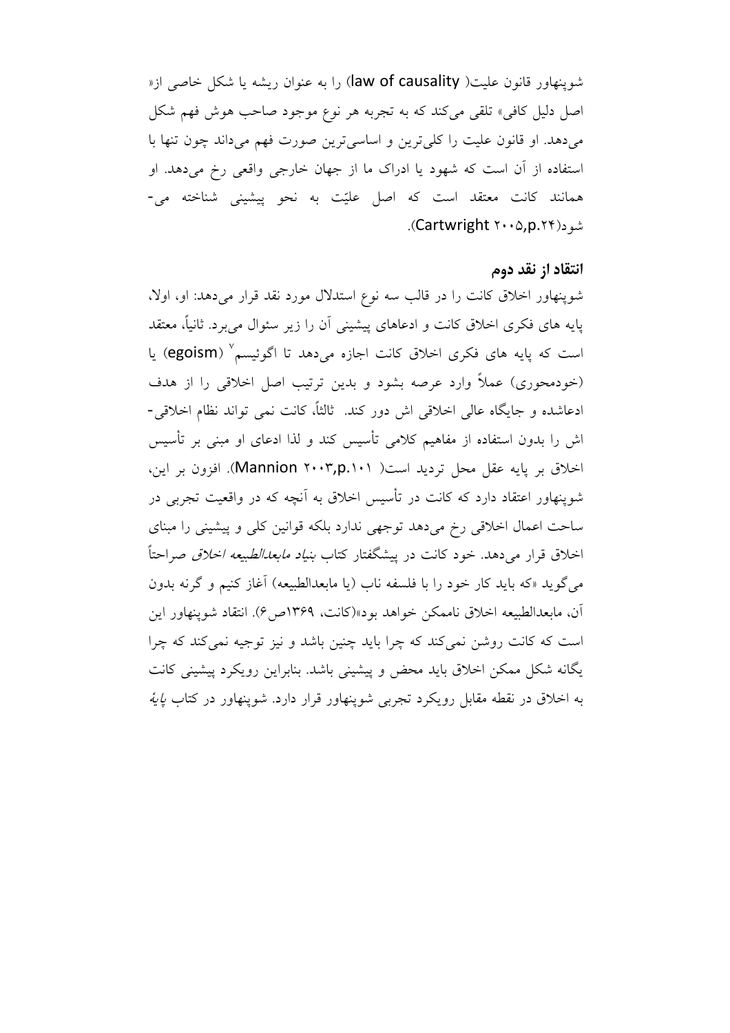شوپنهاور قانون علیت( law of causality) را به عنوان ریشه یا شکل خاصی از« اصل دلیل کافی» تلقی می‌کند که به تجربه هر نوع موجود صاحب هوش فهم شکل می‌دهد. او قانون علیت را کلی‌ترین و اساسی‌ترین صورت فهم می‌داند چون تنها با استفاده از آن است که شهود یا ادراک ما از جهان خارجی واقعی رخ می‌دهد. او همانند کانت معتقد است که اصل علیّت به نحو پیشینی شناخته می‌شود(Cartwright ۲۰۰۵,p.۲۴).

## انتقاد از نقد دوم

شوپنهاور اخلاق کانت را در قالب سه نوع استدلال مورد نقد قرار می‌دهد: او، اولا، پایه های فکری اخلاق کانت و ادعاهای پیشینی آن را زیر سئوال می‌برد. ثانیاً، معتقد است که پایه های فکری اخلاق کانت اجازه می‌دهد تا اگوئیسم[۷] (egoism) یا (خودمحوری) عملاً وارد عرصه بشود و بدین ترتیب اصل اخلاقی را از هدف ادعاشده و جایگاه عالی اخلاقی اش دور کند. ثالثاً، کانت نمی تواند نظام اخلاقی-اش را بدون استفاده از مفاهیم کلامی تأسیس کند و لذا ادعای او مبنی بر تأسیس اخلاق بر پایه عقل محل تردید است( Mannion ۲۰۰۳,p.۱۰۱). افزون بر این، شوپنهاور اعتقاد دارد که کانت در تأسیس اخلاق به آنچه که در واقعیت تجربی در ساحت اعمال اخلاقی رخ می‌دهد توجهی ندارد بلکه قوانین کلی و پیشینی را مبنای اخلاق قرار می‌دهد. خود کانت در پیشگفتار کتاب *بنیاد مابعدالطبیعه اخلاق* صراحتاً می‌گوید «که باید کار خود را با فلسفه ناب (یا مابعدالطبیعه) آغاز کنیم و گرنه بدون آن، مابعدالطبیعه اخلاق ناممکن خواهد بود»(کانت، ۱۳۶۹ص۶). انتقاد شوپنهاور این است که کانت روشن نمی‌کند که چرا باید چنین باشد و نیز توجیه نمی‌کند که چرا یگانه شکل ممکن اخلاق باید محض و پیشینی باشد. بنابراین رویکرد پیشینی کانت به اخلاق در نقطه مقابل رویکرد تجربی شوپنهاور قرار دارد. شوپنهاور در کتاب *پایهٔ*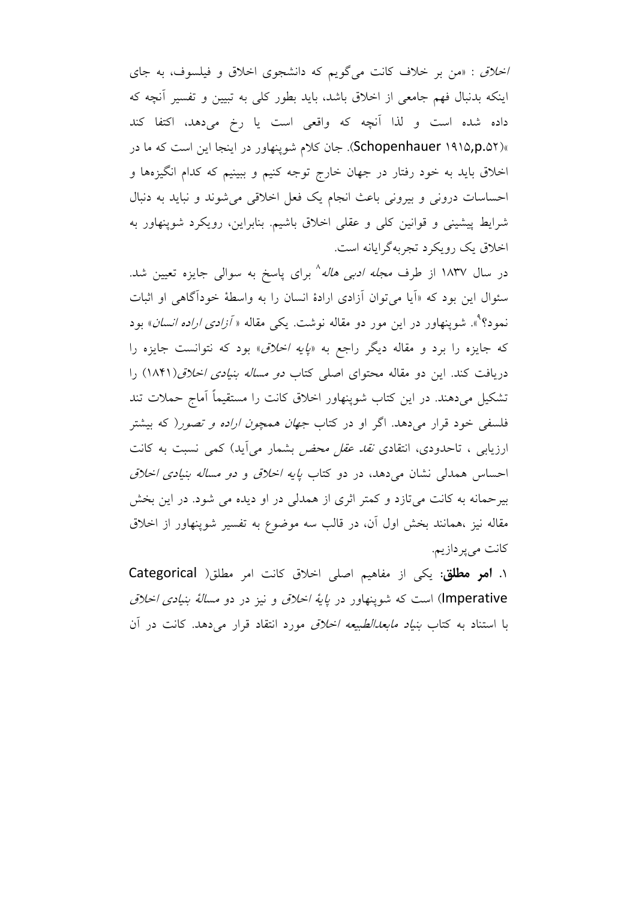*اخلاق* : «من بر خلاف کانت می‌گویم که دانشجوی اخلاق و فیلسوف، به جای اینکه بدنبال فهم جامعی از اخلاق باشد، باید بطور کلی به تبیین و تفسیر آنچه که داده شده است و لذا آنچه که واقعی است یا رخ می‌دهد، اکتفا کند »(Schopenhauer ۱۹۱۵,p.۵۲). جان کلام شوپنهاور در اینجا این است که ما در اخلاق باید به خود رفتار در جهان خارج توجه کنیم و ببینیم که کدام انگیزه‌ها و احساسات درونی و بیرونی باعث انجام یک فعل اخلاقی می‌شوند و نباید به دنبال شرایط پیشینی و قوانین کلی و عقلی اخلاق باشیم. بنابراین، رویکرد شوپنهاور به اخلاق یک رویکرد تجربه‌گرایانه است.

در سال ۱۸۳۷ از طرف *مجله ادبی هاله*[۸] برای پاسخ به سوالی جایزه تعیین شد. سئوال این بود که «آیا می‌توان آزادی ارادهٔ انسان را به واسطهٔ خودآگاهی او اثبات نمود؟[۹]». شوپنهاور در این مور دو مقاله نوشت. یکی مقاله « *آزادی اراده انسان*» بود که جایزه را برد و مقاله دیگر راجع به «*پایه اخلاق*» بود که نتوانست جایزه را دریافت کند. این دو مقاله محتوای اصلی کتاب *دو مساله بنیادی اخلاق*(۱۸۴۱) را تشکیل می‌دهند. در این کتاب شوپنهاور اخلاق کانت را مستقیماً آماج حملات تند فلسفی خود قرار می‌دهد. اگر او در کتاب *جهان همچون اراده و تصور*( که بیشتر ارزیابی ، تاحدودی، انتقادی *نقد عقل محض* بشمار می‌آید) کمی نسبت به کانت احساس همدلی نشان می‌دهد، در دو کتاب *پایه اخلاق* و *دو مساله بنیادی اخلاق* بیرحمانه به کانت می‌تازد و کمتر اثری از همدلی در او دیده می شود. در این بخش مقاله نیز ،همانند بخش اول آن، در قالب سه موضوع به تفسیر شوپنهاور از اخلاق کانت می‌پردازیم.

۱. **امر مطلق**: یکی از مفاهیم اصلی اخلاق کانت امر مطلق( Categorical Imperative) است که شوپنهاور در *پایهٔ اخلاق* و نیز در دو *مسالهٔ بنیادی اخلاق* با استناد به کتاب *بنیاد مابعدالطبیعه اخلاق* مورد انتقاد قرار می‌دهد. کانت در آن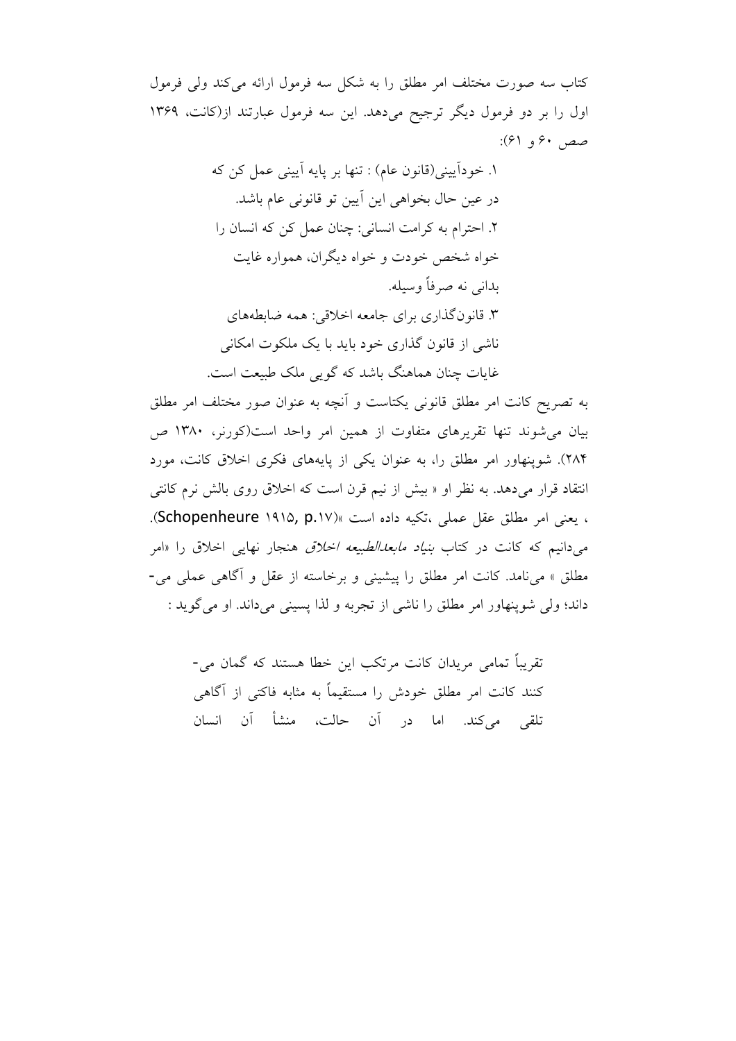کتاب سه صورت مختلف امر مطلق را به شکل سه فرمول ارائه می‌کند ولی فرمول اول را بر دو فرمول دیگر ترجیح می‌دهد. این سه فرمول عبارتند از(کانت، ۱۳۶۹ صص ۶۰ و ۶۱):

> ۱. خودآیینی(قانون عام) : تنها بر پایه آیینی عمل کن که در عین حال بخواهی این آیین تو قانونی عام باشد.
> ۲. احترام به کرامت انسانی: چنان عمل کن که انسان را خواه شخص خودت و خواه دیگران، همواره غایت بدانی نه صرفاً وسیله.
> ۳. قانون‌گذاری برای جامعه اخلاقی: همه ضابطه‌های ناشی از قانون گذاری خود باید با یک ملکوت امکانی غایات چنان هماهنگ باشد که گویی ملک طبیعت است.

به تصریح کانت امر مطلق قانونی یکتاست و آنچه به عنوان صور مختلف امر مطلق بیان می‌شوند تنها تقریرهای متفاوت از همین امر واحد است(کورنر، ۱۳۸۰ ص ۲۸۴). شوپنهاور امر مطلق را، به عنوان یکی از پایه‌های فکری اخلاق کانت، مورد انتقاد قرار می‌دهد. به نظر او « بیش از نیم قرن است که اخلاق روی بالش نرم کانتی ، یعنی امر مطلق عقل عملی ،تکیه داده است »(Schopenheure ۱۹۱۵, p.۱۷). می‌دانیم که کانت در کتاب *بنیاد مابعدالطبیعه اخلاق* هنجار نهایی اخلاق را «امر مطلق » می‌نامد. کانت امر مطلق را پیشینی و برخاسته از عقل و آگاهی عملی می‌داند؛ ولی شوپنهاور امر مطلق را ناشی از تجربه و لذا پسینی می‌داند. او می‌گوید :

> تقریباً تمامی مریدان کانت مرتکب این خطا هستند که گمان می‌کنند کانت امر مطلق خودش را مستقیماً به مثابه فاکتی از آگاهی تلقی می‌کند. اما در آن حالت، منشأ آن انسان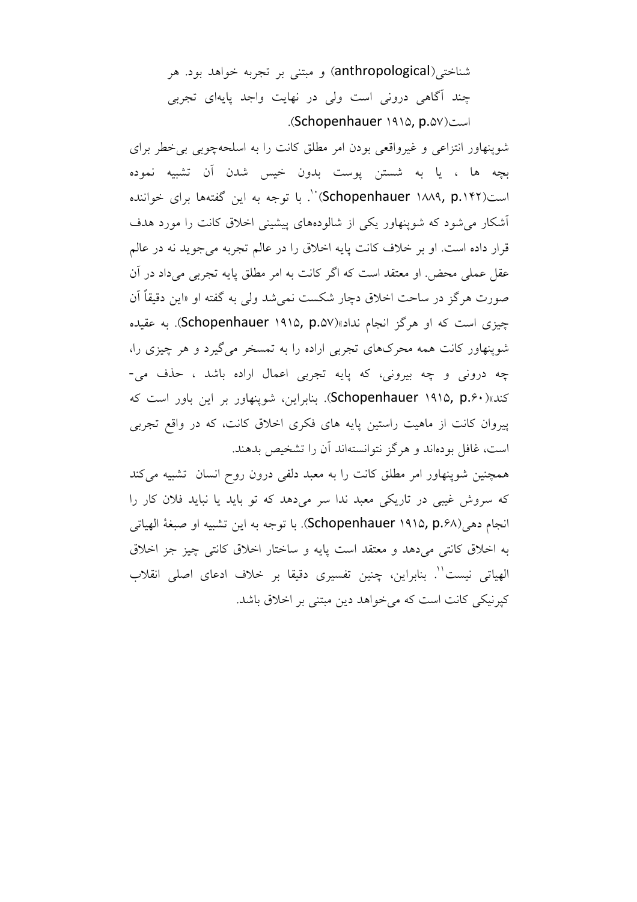شناختی(anthropological) و مبتنی بر تجربه خواهد بود. هر چند آگاهی درونی است ولی در نهایت واجد پایه‌ای تجربی است(Schopenhauer ۱۹۱۵, p.۵۷).

شوپنهاور انتزاعی و غیرواقعی بودن امر مطلق کانت را به اسلحه‌چوبی بی‌خطر برای بچه ها ، یا به شستن پوست بدون خیس شدن آن تشبیه نموده است(Schopenhauer ۱۸۸۹, p.۱۴۲)[۱۰]. با توجه به این گفته‌ها برای خواننده آشکار می‌شود که شوپنهاور یکی از شالوده‌های پیشینی اخلاق کانت را مورد هدف قرار داده است. او بر خلاف کانت پایه اخلاق را در عالم تجربه می‌جوید نه در عالم عقل عملی محض. او معتقد است که اگر کانت به امر مطلق پایه تجربی می‌داد در آن صورت هرگز در ساحت اخلاق دچار شکست نمی‌شد ولی به گفته او «این دقیقاً آن چیزی است که او هرگز انجام نداد»(Schopenhauer ۱۹۱۵, p.۵۷). به عقیده شوپنهاور کانت همه محرک‌های تجربی اراده را به تمسخر می‌گیرد و هر چیزی را، چه درونی و چه بیرونی، که پایه تجربی اعمال اراده باشد ، حذف می‌کند»(Schopenhauer ۱۹۱۵, p.۶۰). بنابراین، شوپنهاور بر این باور است که پیروان کانت از ماهیت راستین پایه های فکری اخلاق کانت، که در واقع تجربی است، غافل بوده‌اند و هرگز نتوانسته‌اند آن را تشخیص بدهند.

همچنین شوپنهاور امر مطلق کانت را به معبد دلفی درون روح انسان تشبیه می‌کند که سروش غیبی در تاریکی معبد ندا سر می‌دهد که تو باید یا نباید فلان کار را انجام دهی(Schopenhauer ۱۹۱۵, p.۶۸). با توجه به این تشبیه او صبغهٔ الهیاتی به اخلاق کانتی می‌دهد و معتقد است پایه و ساختار اخلاق کانتی چیز جز اخلاق الهیاتی نیست[۱۱]. بنابراین، چنین تفسیری دقیقا بر خلاف ادعای اصلی انقلاب کپرنیکی کانت است که می‌خواهد دین مبتنی بر اخلاق باشد.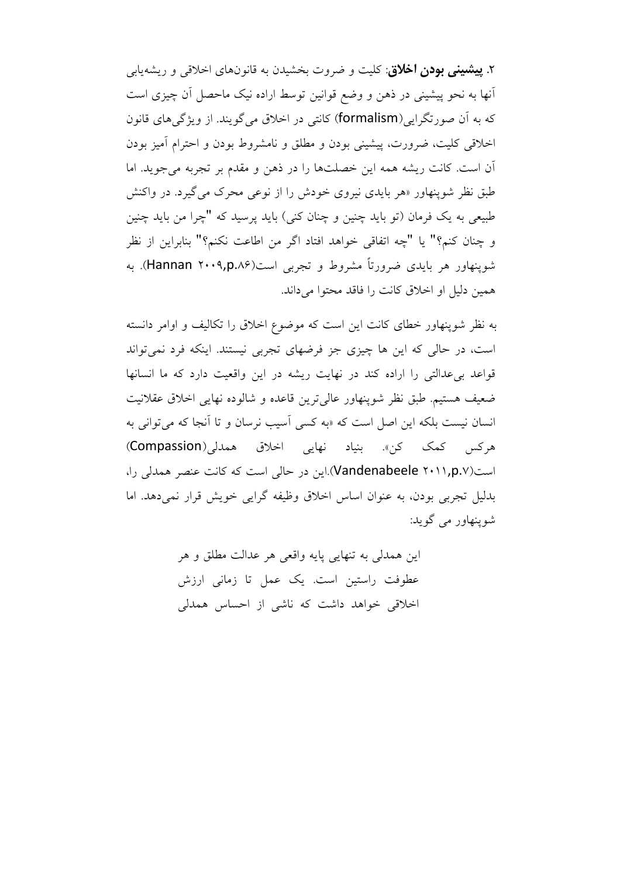۲. **پیشینی بودن اخلاق**: کلیت و ضروت بخشیدن به قانون‌های اخلاقی و ریشه‌یابی آنها به نحو پیشینی در ذهن و وضع قوانین توسط اراده نیک ماحصل آن چیزی است که به آن صورتگرایی(formalism) کانتی در اخلاق می‌گویند. از ویژگی‌های قانون اخلاقی کلیت، ضرورت، پیشینی بودن و مطلق و نامشروط بودن و احترام آمیز بودن آن است. کانت ریشه همه این خصلت‌ها را در ذهن و مقدم بر تجربه می‌جوید. اما طبق نظر شوپنهاور «هر بایدی نیروی خودش را از نوعی محرک می‌گیرد. در واکنش طبیعی به یک فرمان (تو باید چنین و چنان کنی) باید پرسید که "چرا من باید چنین و چنان کنم؟" یا "چه اتفاقی خواهد افتاد اگر من اطاعت نکنم؟" بنابراین از نظر شوپنهاور هر بایدی ضرورتاً مشروط و تجربی است(Hannan ۲۰۰۹,p.۸۶). به همین دلیل او اخلاق کانت را فاقد محتوا می‌داند.

به نظر شوپنهاور خطای کانت این است که موضوع اخلاق را تکالیف و اوامر دانسته است، در حالی که این ها چیزی جز فرضهای تجربی نیستند. اینکه فرد نمی‌تواند قواعد بی‌عدالتی را اراده کند در نهایت ریشه در این واقعیت دارد که ما انسانها ضعیف هستیم. طبق نظر شوپنهاور عالی‌ترین قاعده و شالوده نهایی اخلاق عقلانیت انسان نیست بلکه این اصل است که «به کسی آسیب نرسان و تا آنجا که می‌توانی به هرکس کمک کن». بنیاد نهایی اخلاق همدلی(Compassion) است(Vandenabeele ۲۰۱۱,p.۷).این در حالی است که کانت عنصر همدلی را، بدلیل تجربی بودن، به عنوان اساس اخلاق وظیفه گرایی خویش قرار نمی‌دهد. اما شوپنهاور می گوید:

> این همدلی به تنهایی پایه واقعی هر عدالت مطلق و هر عطوفت راستین است. یک عمل تا زمانی ارزش اخلاقی خواهد داشت که ناشی از احساس همدلی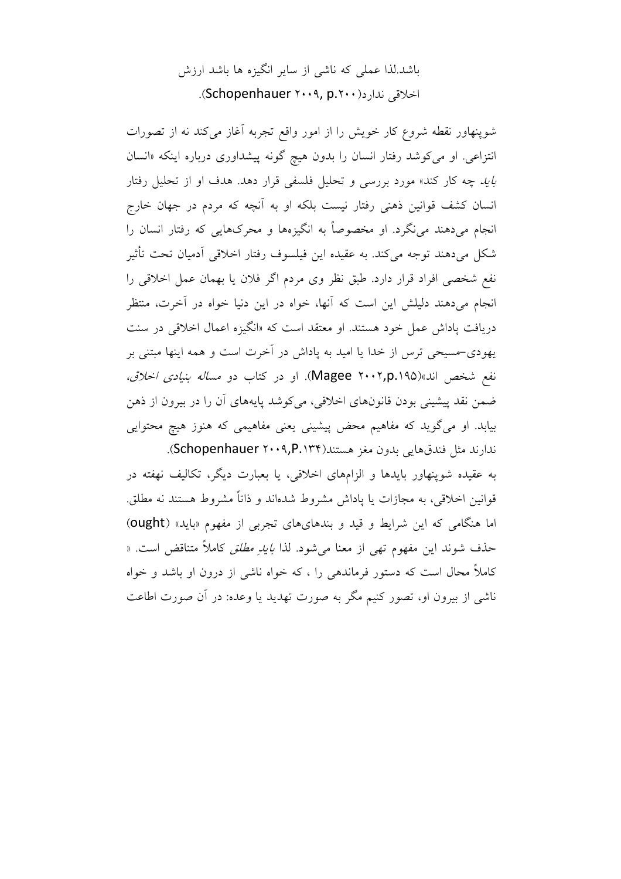باشد.لذا عملی که ناشی از سایر انگیزه ها باشد ارزش اخلاقی ندارد(Schopenhauer ۲۰۰۹, p.۲۰۰).

شوپنهاور نقطه شروع کار خویش را از امور واقع تجربه آغاز می‌کند نه از تصورات انتزاعی. او می‌کوشد رفتار انسان را بدون هیچ گونه پیشداوری درباره اینکه «انسان *باید* چه کار کند» مورد بررسی و تحلیل فلسفی قرار دهد. هدف او از تحلیل رفتار انسان کشف قوانین ذهنی رفتار نیست بلکه او به آنچه که مردم در جهان خارج انجام می‌دهند می‌نگرد. او مخصوصاً به انگیزه‌ها و محرک‌هایی که رفتار انسان را شکل می‌دهند توجه می‌کند. به عقیده این فیلسوف رفتار اخلاقی آدمیان تحت تأثیر نفع شخصی افراد قرار دارد. طبق نظر وی مردم اگر فلان یا بهمان عمل اخلاقی را انجام می‌دهند دلیلش این است که آنها، خواه در این دنیا خواه در آخرت، منتظر دریافت پاداش عمل خود هستند. او معتقد است که «انگیزه اعمال اخلاقی در سنت یهودی-مسیحی ترس از خدا یا امید به پاداش در آخرت است و همه اینها مبتنی بر نفع شخص اند»(Magee ۲۰۰۲,p.۱۹۵). او در کتاب دو *مساله بنیادی اخلاق*، ضمن نقد پیشینی بودن قانون‌های اخلاقی، می‌کوشد پایه‌های آن را در بیرون از ذهن بیابد. او می‌گوید که مفاهیم محض پیشینی یعنی مفاهیمی که هنوز هیچ محتوایی ندارند مثل فندق‌هایی بدون مغز هستند(Schopenhauer ۲۰۰۹,P.۱۳۴).

به عقیده شوپنهاور بایدها و الزامهای اخلاقی، یا بعبارت دیگر، تکالیف نهفته در قوانین اخلاقی، به مجازات یا پاداش مشروط شده‌اند و ذاتاً مشروط هستند نه مطلق. اما هنگامی که این شرایط و قید و بندهای تجربی از مفهوم «باید» (ought) حذف شوند این مفهوم تهی از معنا می‌شود. لذا *بایدِ مطلق* کاملاً متناقض است. « کاملاً محال است که دستور فرماندهی را ، که خواه ناشی از درون او باشد و خواه ناشی از بیرون او، تصور کنیم مگر به صورت تهدید یا وعده: در آن صورت اطاعت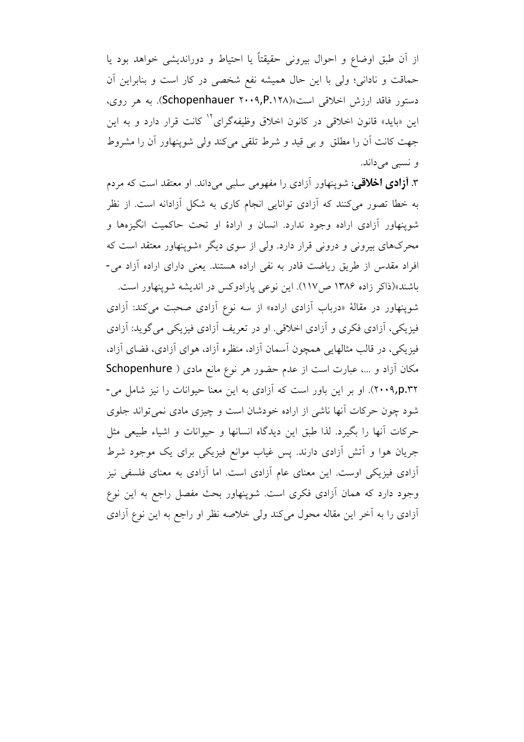از آن طبق اوضاع و احوال بیرونی حقیقتاً یا احتیاط و دوراندیشی خواهد بود یا حماقت و نادانی؛ ولی با این حال همیشه نفع شخصی در کار است و بنابراین آن دستور فاقد ارزش اخلاقی است»(Schopenhauer ۲۰۰۹,P.۱۲۸). به هر روی، این «باید» قانون اخلاقی در کانون اخلاق وظیفه‌گرای[۱۲] کانت قرار دارد و به این جهت کانت آن را مطلق و بی قید و شرط تلقی می‌کند ولی شوپنهاور آن را مشروط و نسبی می‌داند.

۳. **آزادی اخلاقی**: شوپنهاور آزادی را مفهومی سلبی می‌داند. او معتقد است که مردم به خطا تصور می‌کنند که آزادی توانایی انجام کاری به شکل آزادانه است. از نظر شوپنهاور آزادی اراده وجود ندارد. انسان و ارادهٔ او تحت حاکمیت انگیزه‌ها و محرک‌های بیرونی و درونی قرار دارد. ولی از سوی دیگر «شوپنهاور معتقد است که افراد مقدس از طریق ریاضت قادر به نفی اراده هستند. یعنی دارای اراده آزاد می‌باشند»(ذاکر زاده ۱۳۸۶ ص۱۱۷). این نوعی پارادوکس در اندیشه شوپنهاور است.

شوپنهاور در مقالهٔ «درباب آزادی اراده» از سه نوع آزادی صحبت می‌کند: آزادی فیزیکی، آزادی فکری و آزادی اخلاقی. او در تعریف آزادی فیزیکی می‌گوید: آزادی فیزیکی، در قالب مثالهایی همچون آسمان آزاد، منظره آزاد، هوای آزادی، فضای آزاد، مکان آزاد و ...، عبارت است از عدم حضور هر نوع مانع مادی ( Schopenhure ۲۰۰۹,p.۳۲). او بر این باور است که آزادی به این معنا حیوانات را نیز شامل می‌شود چون حرکات آنها ناشی از اراده خودشان است و چیزی مادی نمی‌تواند جلوی حرکات آنها را بگیرد. لذا طبق این دیدگاه انسانها و حیوانات و اشیاء طبیعی مثل جریان هوا و آتش آزادی دارند. پس غیاب موانع فیزیکی برای یک موجود شرط آزادی فیزیکی اوست. این معنای عام آزادی است. اما آزادی به معنای فلسفی نیز وجود دارد که همان آزادی فکری است. شوپنهاور بحث مفصل راجع به این نوع آزادی را به آخر این مقاله محول می‌کند ولی خلاصه نظر او راجع به این نوع آزادی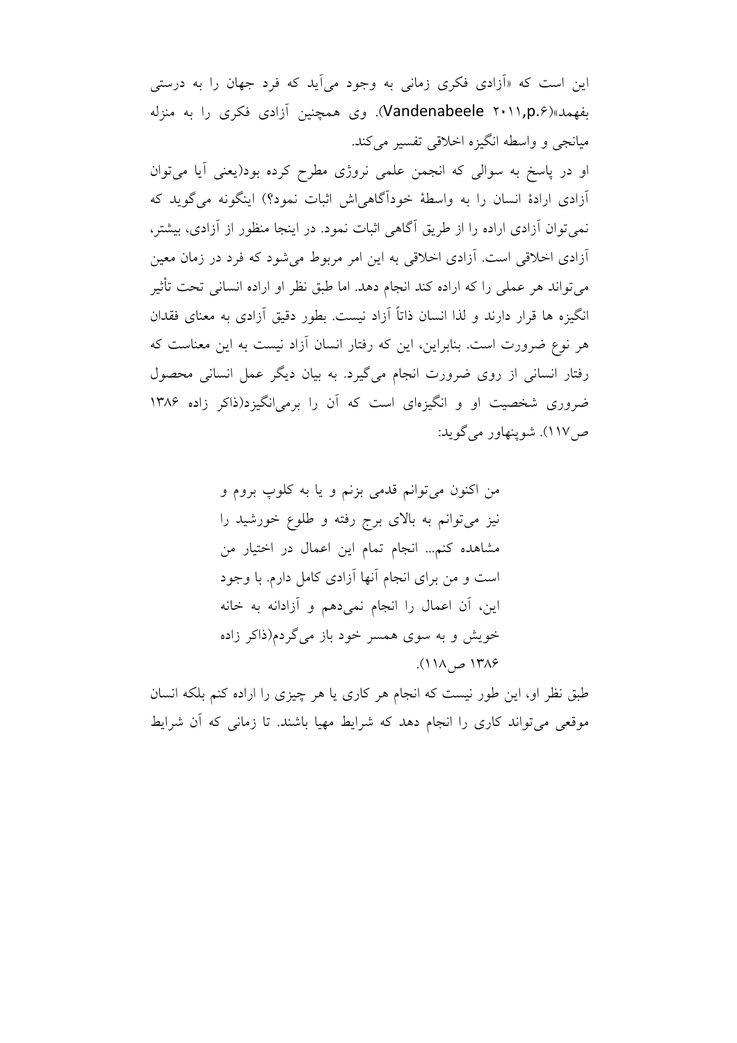این است که «آزادی فکری زمانی به وجود می‌آید که فرد جهان را به درستی بفهمد»(Vandenabeele ۲۰۱۱,p.۶). وی همچنین آزادی فکری را به منزله میانجی و واسطه انگیزه اخلاقی تفسیر می‌کند.

او در پاسخ به سوالی که انجمن علمی نروژی مطرح کرده بود(یعنی آیا می‌توان آزادی ارادهٔ انسان را به واسطهٔ خودآگاهی‌اش اثبات نمود؟) اینگونه می‌گوید که نمی‌توان آزادی اراده را از طریق آگاهی اثبات نمود. در اینجا منظور از آزادی، بیشتر، آزادی اخلاقی است. آزادی اخلاقی به این امر مربوط می‌شود که فرد در زمان معین می‌تواند هر عملی را که اراده کند انجام دهد. اما طبق نظر او اراده انسانی تحت تأثیر انگیزه ها قرار دارند و لذا انسان ذاتاً آزاد نیست. بطور دقیق آزادی به معنای فقدان هر نوع ضرورت است. بنابراین، این که رفتار انسان آزاد نیست به این معناست که رفتار انسانی از روی ضرورت انجام می‌گیرد. به بیان دیگر عمل انسانی محصول ضروری شخصیت او و انگیزه‌ای است که آن را برمی‌انگیزد(ذاکر زاده ۱۳۸۶ ص۱۱۷). شوپنهاور می‌گوید:

> من اکنون می‌توانم قدمی بزنم و یا به کلوپ بروم و نیز می‌توانم به بالای برج رفته و طلوع خورشید را مشاهده کنم... انجام تمام این اعمال در اختیار من است و من برای انجام آنها آزادی کامل دارم. با وجود این، آن اعمال را انجام نمی‌دهم و آزادانه به خانه خویش و به سوی همسر خود باز می‌گردم(ذاکر زاده ۱۳۸۶ ص۱۱۸).

طبق نظر او، این طور نیست که انجام هر کاری یا هر چیزی را اراده کنم بلکه انسان موقعی می‌تواند کاری را انجام دهد که شرایط مهیا باشند. تا زمانی که آن شرایط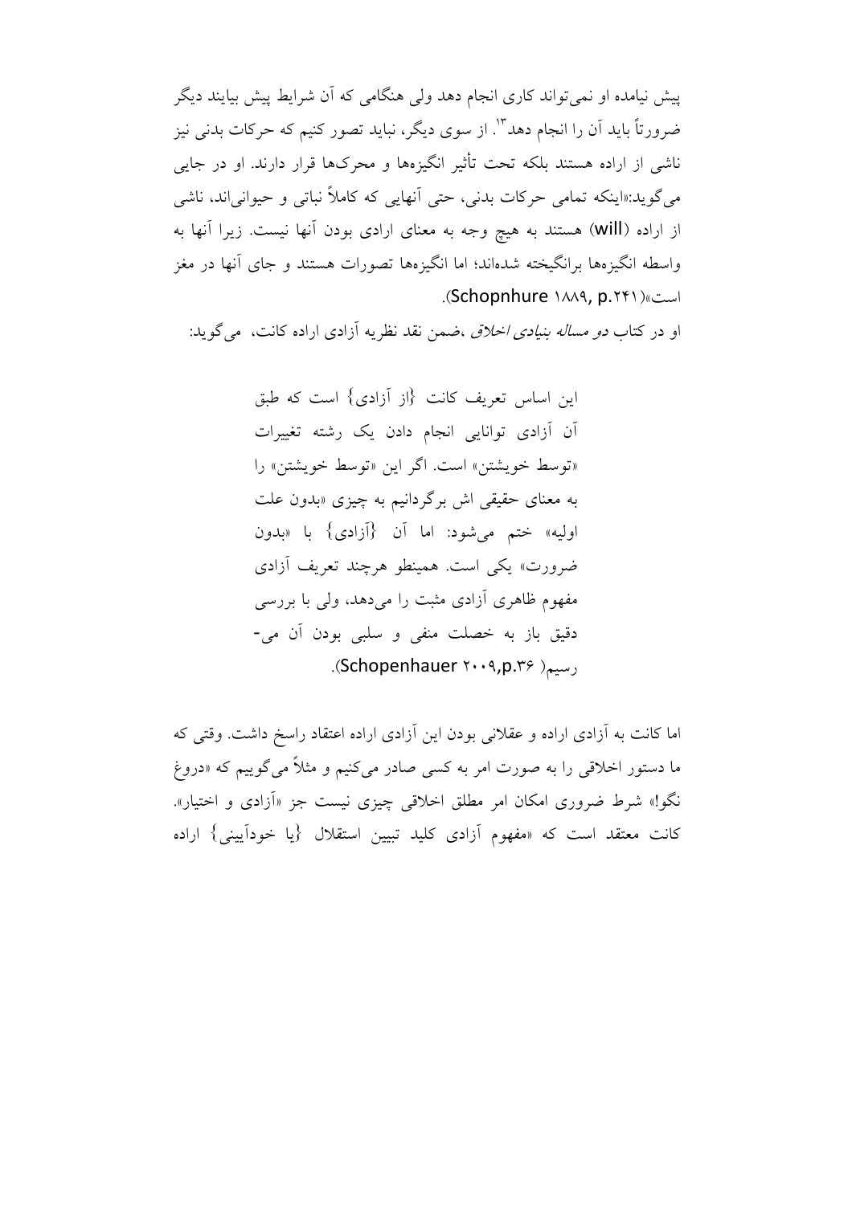پیش نیامده او نمی‌تواند کاری انجام دهد ولی هنگامی که آن شرایط پیش بیایند دیگر ضرورتاً باید آن را انجام دهد[۱۳]. از سوی دیگر، نباید تصور کنیم که حرکات بدنی نیز ناشی از اراده هستند بلکه تحت تأثیر انگیزه‌ها و محرک‌ها قرار دارند. او در جایی می‌گوید:«اینکه تمامی حرکات بدنی، حتی آنهایی که کاملاً نباتی و حیوانی‌اند، ناشی از اراده (will) هستند به هیچ وجه به معنای ارادی بودن آنها نیست. زیرا آنها به واسطه انگیزه‌ها برانگیخته شده‌اند؛ اما انگیزه‌ها تصورات هستند و جای آنها در مغز است»(Schopnhure ۱۸۸۹, p.۲۴۱).

او در کتاب *دو مساله بنیادی اخلاق* ،ضمن نقد نظریه آزادی اراده کانت، می‌گوید:

> این اساس تعریف کانت {از آزادی} است که طبق آن آزادی توانایی انجام دادن یک رشته تغییرات «توسط خویشتن» است. اگر این «توسط خویشتن» را به معنای حقیقی اش برگردانیم به چیزی «بدون علت اولیه» ختم می‌شود: اما آن {آزادی} با «بدون ضرورت» یکی است. همینطو هرچند تعریف آزادی مفهوم ظاهری آزادی مثبت را می‌دهد، ولی با بررسی دقیق باز به خصلت منفی و سلبی بودن آن می‌رسیم( Schopenhauer ۲۰۰۹,p.۳۶).

اما کانت به آزادی اراده و عقلانی بودن این آزادی اراده اعتقاد راسخ داشت. وقتی که ما دستور اخلاقی را به صورت امر به کسی صادر می‌کنیم و مثلاً می‌گوییم که «دروغ نگو!» شرط ضروری امکان امر مطلق اخلاقی چیزی نیست جز «آزادی و اختیار». کانت معتقد است که «مفهوم آزادی کلید تبیین استقلال {یا خودآیینی} اراده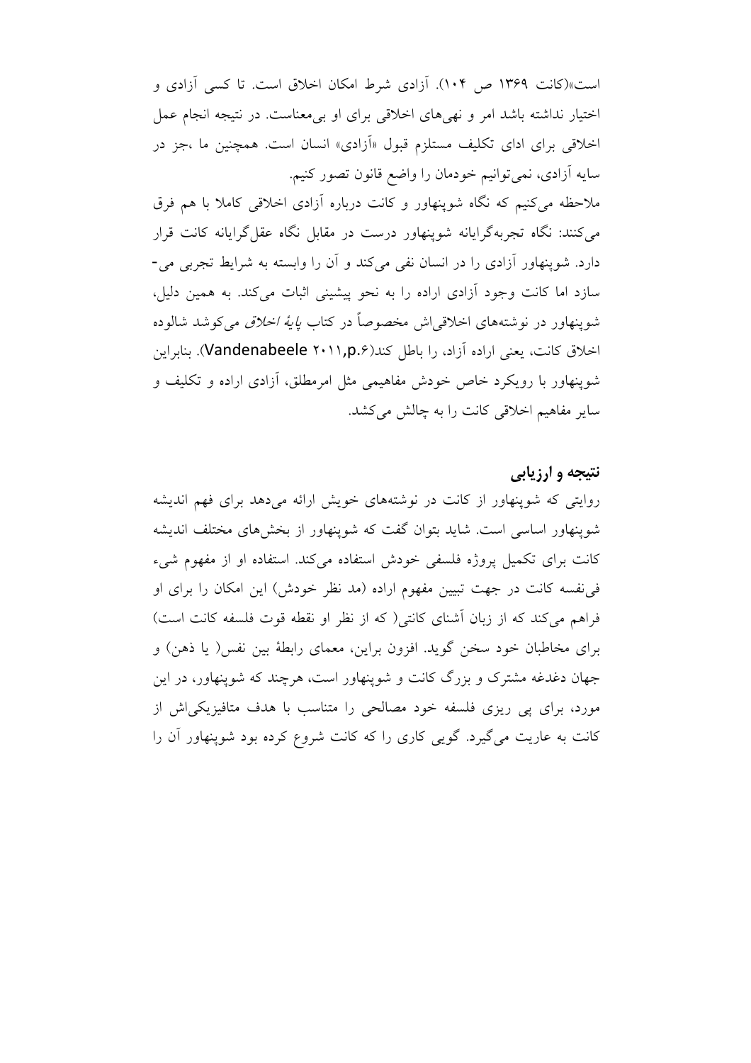است»(کانت ۱۳۶۹ ص ۱۰۴). آزادی شرط امکان اخلاق است. تا کسی آزادی و اختیار نداشته باشد امر و نهی‌های اخلاقی برای او بی‌معناست. در نتیجه انجام عمل اخلاقی برای ادای تکلیف مستلزم قبول «آزادی» انسان است. همچنین ما ،جز در سایه آزادی، نمی‌توانیم خودمان را واضع قانون تصور کنیم.

ملاحظه می‌کنیم که نگاه شوپنهاور و کانت درباره آزادی اخلاقی کاملا با هم فرق می‌کنند: نگاه تجربه‌گرایانه شوپنهاور درست در مقابل نگاه عقل‌گرایانه کانت قرار دارد. شوپنهاور آزادی را در انسان نفی می‌کند و آن را وابسته به شرایط تجربی می‌سازد اما کانت وجود آزادی اراده را به نحو پیشینی اثبات می‌کند. به همین دلیل، شوپنهاور در نوشته‌های اخلاقی‌اش مخصوصاً در کتاب *پایهٔ اخلاق* می‌کوشد شالوده اخلاق کانت، یعنی اراده آزاد، را باطل کند(Vandenabeele ۲۰۱۱,p.۶). بنابراین شوپنهاور با رویکرد خاص خودش مفاهیمی مثل امرمطلق، آزادی اراده و تکلیف و سایر مفاهیم اخلاقی کانت را به چالش می‌کشد.

## نتیجه و ارزیابی

روایتی که شوپنهاور از کانت در نوشته‌های خویش ارائه می‌دهد برای فهم اندیشه شوپنهاور اساسی است. شاید بتوان گفت که شوپنهاور از بخش‌های مختلف اندیشه کانت برای تکمیل پروژه فلسفی خودش استفاده می‌کند. استفاده او از مفهوم شیء فی‌نفسه کانت در جهت تبیین مفهوم اراده (مد نظر خودش) این امکان را برای او فراهم می‌کند که از زبان آشنای کانتی( که از نظر او نقطه قوت فلسفه کانت است) برای مخاطبان خود سخن گوید. افزون براین، معمای رابطهٔ بین نفس( یا ذهن) و جهان دغدغه مشترک و بزرگ کانت و شوپنهاور است، هرچند که شوپنهاور، در این مورد، برای پی ریزی فلسفه خود مصالحی را متناسب با هدف متافیزیکی‌اش از کانت به عاریت می‌گیرد. گویی کاری را که کانت شروع کرده بود شوپنهاور آن را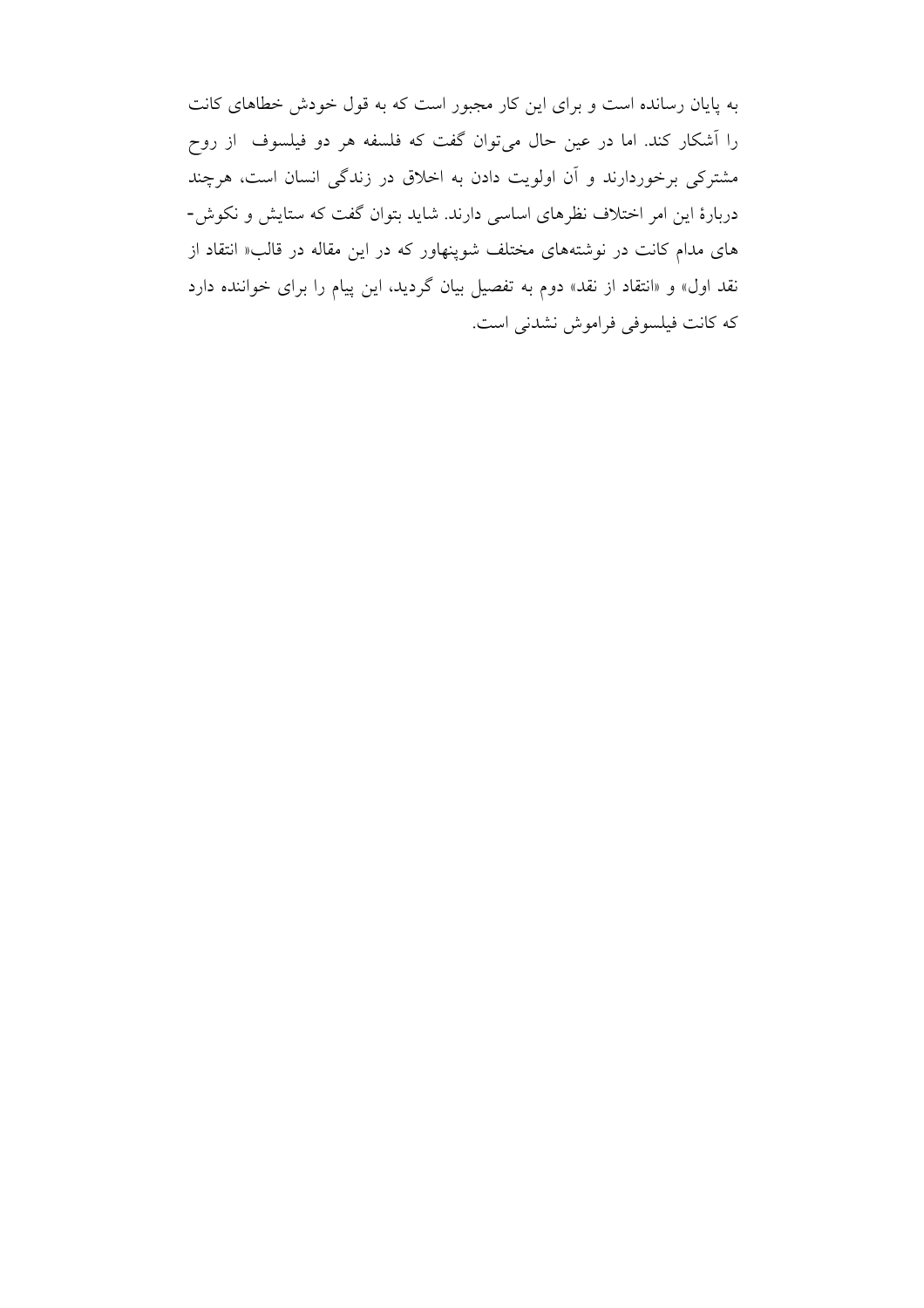به پایان رسانده است و برای این کار مجبور است که به قول خودش خطاهای کانت را آشکار کند. اما در عین حال می‌توان گفت که فلسفه هر دو فیلسوف از روح مشترکی برخوردارند و آن اولویت دادن به اخلاق در زندگی انسان است، هرچند دربارهٔ این امر اختلاف نظرهای اساسی دارند. شاید بتوان گفت که ستایش و نکوش-های مدام کانت در نوشته‌های مختلف شوپنهاور که در این مقاله در قالب« انتقاد از نقد اول» و «انتقاد از نقد» دوم به تفصیل بیان گردید، این پیام را برای خواننده دارد که کانت فیلسوفی فراموش نشدنی است.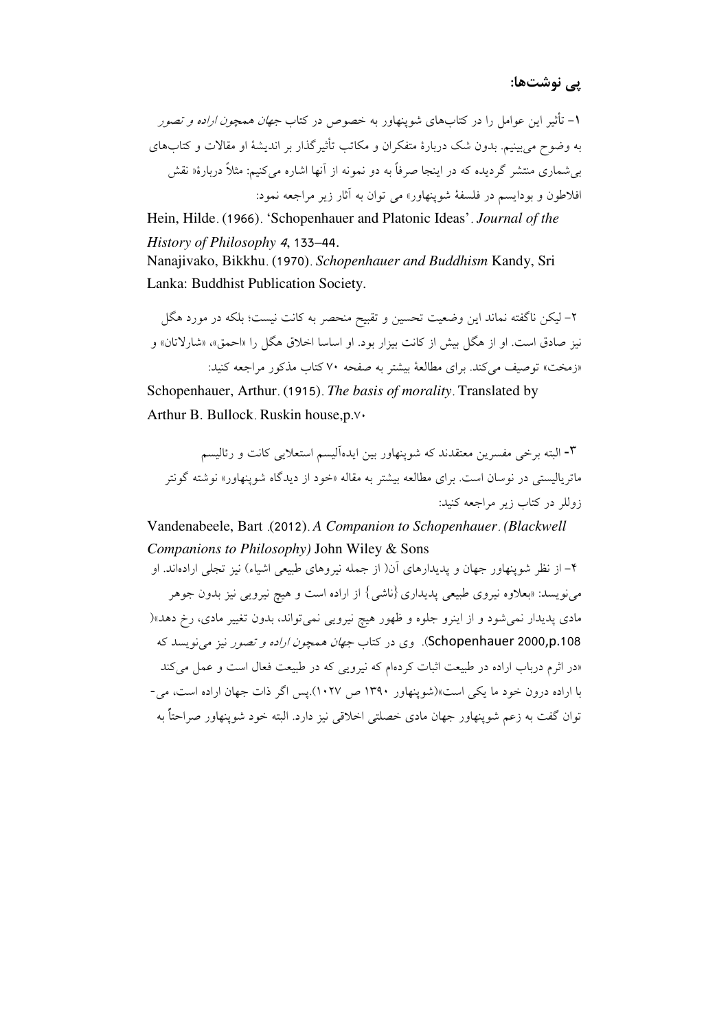## پی نوشت‌ها:

۱- تأثیر این عوامل را در کتاب‌های شوپنهاور به خصوص در کتاب *جهان* همچون *اراده و تصور* به وضوح می‌بینیم. بدون شک دربارهٔ متفکران و مکاتب تأثیرگذار بر اندیشهٔ او مقالات و کتاب‌های بی‌شماری منتشر گردیده که در اینجا صرفاً به دو نمونه از آنها اشاره می‌کنیم: مثلاً دربارهٔ« نقش افلاطون و بودایسم در فلسفهٔ شوپنهاور» می توان به آثار زیر مراجعه نمود:

Hein, Hilde. (1966). 'Schopenhauer and Platonic Ideas'. *Journal of the History of Philosophy 4*, 133–44.

Nanajivako, Bikkhu. (1970). *Schopenhauer and Buddhism* Kandy, Sri Lanka: Buddhist Publication Society.

۲- لیکن ناگفته نماند این وضعیت تحسین و تقبیح منحصر به کانت نیست؛ بلکه در مورد هگل نیز صادق است. او از هگل بیش از کانت بیزار بود. او اساسا اخلاق هگل را «احمق»، «شارلاتان» و «زمخت» توصیف می‌کند. برای مطالعهٔ بیشتر به صفحه ۷۰ کتاب مذکور مراجعه کنید:

Schopenhauer, Arthur. (1915). *The basis of morality*. Translated by Arthur B. Bullock. Ruskin house,p.۷۰

۳- البته برخی مفسرین معتقدند که شوپنهاور بین ایده‌آلیسم استعلایی کانت و رئالیسم ماتریالیستی در نوسان است. برای مطالعه بیشتر به مقاله «خود از دیدگاه شوپنهاور» نوشته گونتر زوللر در کتاب زیر مراجعه کنید:

Vandenabeele, Bart .(2012). *A Companion to Schopenhauer. (Blackwell Companions to Philosophy)* John Wiley & Sons

۴- از نظر شوپنهاور جهان و پدیدارهای آن( از جمله نیروهای طبیعی اشیاء) نیز تجلی اراده‌اند. او می‌نویسد: «بعلاوه نیروی طبیعی پدیداری {ناشی} از اراده است و هیچ نیرویی نیز بدون جوهر مادی پدیدار نمی‌شود و از اینرو جلوه و ظهور هیچ نیرویی نمی‌تواند، بدون تغییر مادی، رخ دهد»( Schopenhauer 2000,p.108). وی در کتاب *جهان* همچون *اراده و تصور* نیز می‌نویسد که «در اثرم درباب اراده در طبیعت اثبات کرده‌ام که نیرویی که در طبیعت فعال است و عمل می‌کند با اراده درون خود ما یکی است»(شوپنهاور ۱۳۹۰ ص ۱۰۲۷).پس اگر ذات جهان اراده است، می-توان گفت به زعم شوپنهاور جهان مادی خصلتی اخلاقی نیز دارد. البته خود شوپنهاور صراحتاً به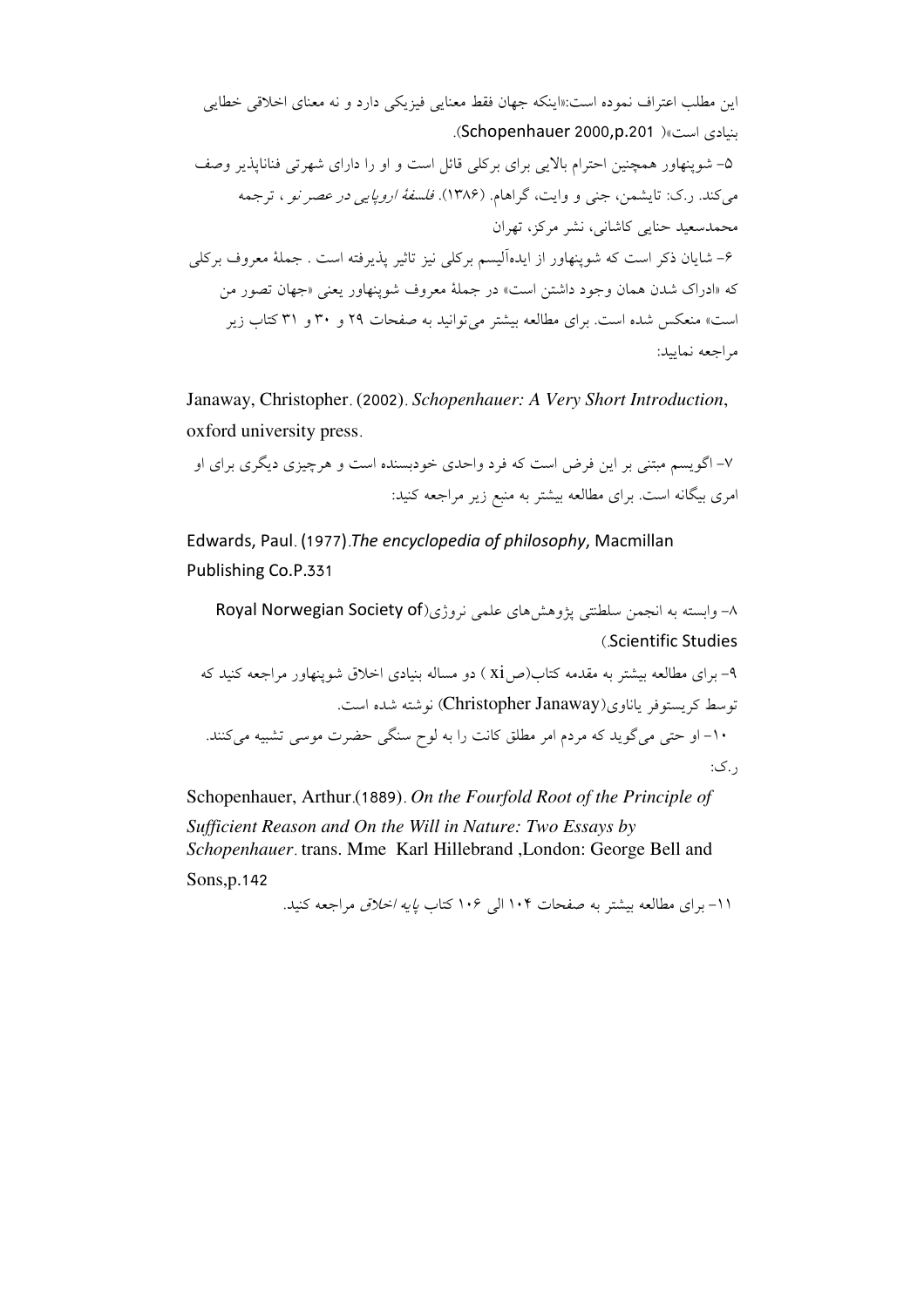این مطلب اعتراف نموده است:«اینکه جهان فقط معنایی فیزیکی دارد و نه معنای اخلاقی خطایی بنیادی است»( Schopenhauer 2000,p.201).

۵- شوپنهاور همچنین احترام بالایی برای برکلی قائل است و او را دارای شهرتی فناناپذیر وصف می‌کند. ر.ک: تایشمن، جنی و وایت، گراهام. (۱۳۸۶). *فلسفهٔ اروپایی در عصر نو*، ترجمه محمدسعید حنایی کاشانی، نشر مرکز، تهران

۶- شایان ذکر است که شوپنهاور از ایده‌آلیسم برکلی نیز تاثیر پذیرفته است . جملهٔ معروف برکلی که «ادراک شدن همان وجود داشتن است» در جملهٔ معروف شوپنهاور یعنی «جهان تصور من است» منعکس شده است. برای مطالعه بیشتر می‌توانید به صفحات ۲۹ و ۳۰ و ۳۱ کتاب زیر مراجعه نمایید:

Janaway, Christopher. (2002). *Schopenhauer: A Very Short Introduction*, oxford university press.

۷- اگویسم مبتنی بر این فرض است که فرد واحدی خودبسنده است و هرچیزی دیگری برای او امری بیگانه است. برای مطالعه بیشتر به منبع زیر مراجعه کنید:

Edwards, Paul. (1977).*The encyclopedia of philosophy*, Macmillan Publishing Co.P.331

۸- وابسته به انجمن سلطنتی پژوهش‌های علمی نروژی(Royal Norwegian Society of Scientific Studies).

۹- برای مطالعه بیشتر به مقدمه کتاب(ص xi ) دو مساله بنیادی اخلاق شوپنهاور مراجعه کنید که توسط کریستوفر یاناوی(Christopher Janaway) نوشته شده است.

۱۰- او حتی می‌گوید که مردم امر مطلق کانت را به لوح سنگی حضرت موسی تشبیه می‌کنند. ر.ک:

Schopenhauer, Arthur.(1889). *On the Fourfold Root of the Principle of Sufficient Reason and On the Will in Nature: Two Essays by Schopenhauer*. trans. Mme Karl Hillebrand ,London: George Bell and Sons,p.142

۱۱- برای مطالعه بیشتر به صفحات ۱۰۴ الی ۱۰۶ کتاب *پایه اخلاق* مراجعه کنید.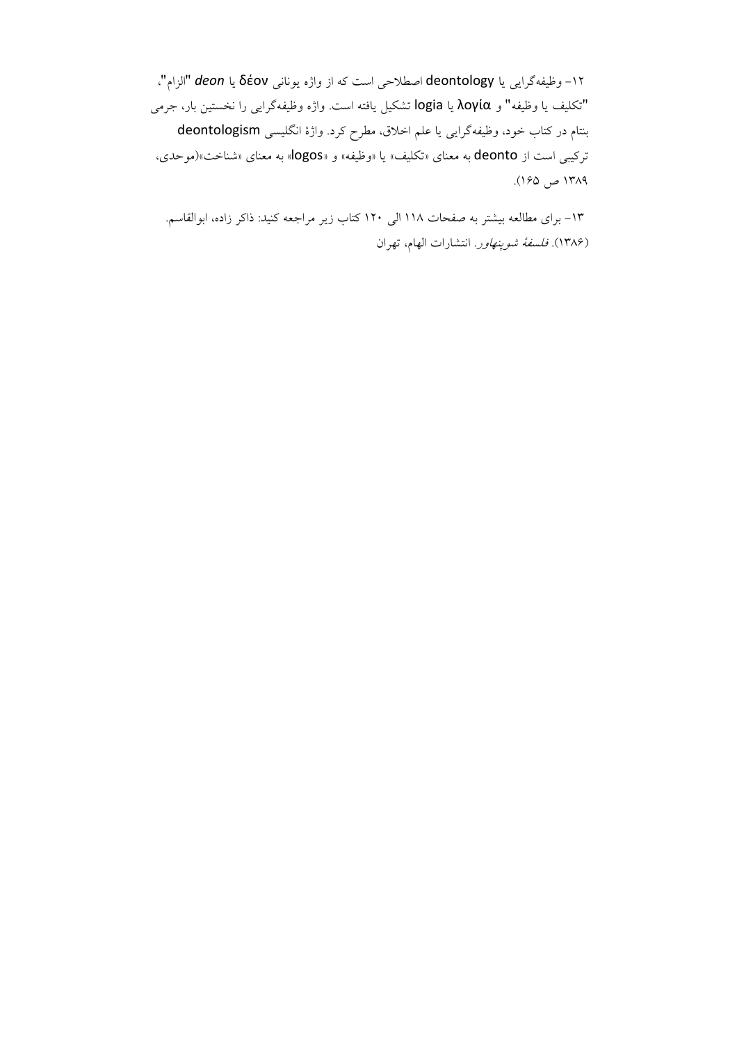۱۲- وظیفه‌گرایی یا deontology اصطلاحی است که از واژه یونانی δέον یا *deon* "الزام"، "تکلیف یا وظیفه" و λογία یا logia تشکیل یافته است. واژه وظیفه‌گرایی را نخستین بار، جرمی بنتام در کتاب خود، وظیفه‌گرایی یا علم اخلاق، مطرح کرد. واژهٔ انگلیسی deontologism ترکیبی است از deonto به معنای «تکلیف» یا «وظیفه» و «logos» به معنای «شناخت»(موحدی، ۱۳۸۹ ص ۱۶۵).

۱۳- برای مطالعه بیشتر به صفحات ۱۱۸ الی ۱۲۰ کتاب زیر مراجعه کنید: ذاکر زاده، ابوالقاسم. (۱۳۸۶). *فلسفهٔ شوپنهاور*. انتشارات الهام، تهران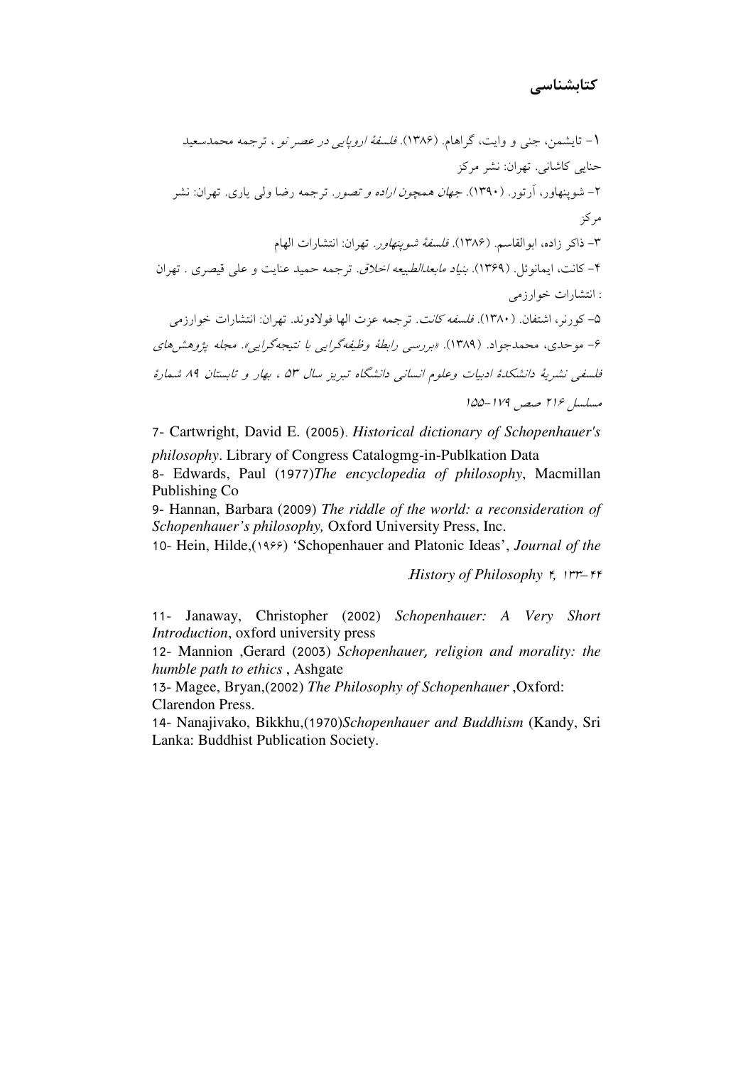## کتابشناسی

۱- تایشمن، جنی و وایت، گراهام. (۱۳۸۶). *فلسفهٔ اروپایی در عصر نو* ، ترجمه محمدسعید حنایی کاشانی. تهران: نشر مرکز

۲- شوپنهاور، آرتور. (۱۳۹۰). *جهان همچون اراده و تصور*. ترجمه رضا ولی یاری. تهران: نشر مرکز

۳- ذاکر زاده، ابوالقاسم. (۱۳۸۶). *فلسفهٔ شوپنهاور*. تهران: انتشارات الهام

۴- کانت، ایمانوئل. (۱۳۶۹). *بنیاد مابعدالطبیعه اخلاق*. ترجمه حمید عنایت و علی قیصری . تهران : انتشارات خوارزمی

۵- کورنر، اشتفان. (۱۳۸۰). *فلسفه کانت*. ترجمه عزت الها فولادوند. تهران: انتشارات خوارزمی

۶- موحدی، محمدجواد. (۱۳۸۹). *«بررسی رابطهٔ وظیفه‌گرایی با نتیجه‌گرایی». مجله پژوهش‌های فلسفی نشریهٔ دانشکدهٔ ادبیات وعلوم انسانی دانشگاه تبریز سال ۵۳ ، بهار و تابستان ۸۹ شمارهٔ مسلسل ۲۱۶ صص ۱۷۹-۱۵۵*

7- Cartwright, David E. (2005). *Historical dictionary of Schopenhauer's philosophy*. Library of Congress Catalogmg-in-Publkation Data

8- Edwards, Paul (1977)*The encyclopedia of philosophy*, Macmillan Publishing Co

9- Hannan, Barbara (2009) *The riddle of the world: a reconsideration of Schopenhauer's philosophy,* Oxford University Press, Inc.

10- Hein, Hilde,(۱۹۶۶) 'Schopenhauer and Platonic Ideas', *Journal of the History of Philosophy* ۴, ۱۳۳-۴۴.

11- Janaway, Christopher (2002) *Schopenhauer: A Very Short Introduction*, oxford university press

12- Mannion ,Gerard (2003) *Schopenhauer, religion and morality: the humble path to ethics* , Ashgate

13- Magee, Bryan,(2002) *The Philosophy of Schopenhauer* ,Oxford: Clarendon Press.

14- Nanajivako, Bikkhu,(1970)*Schopenhauer and Buddhism* (Kandy, Sri Lanka: Buddhist Publication Society.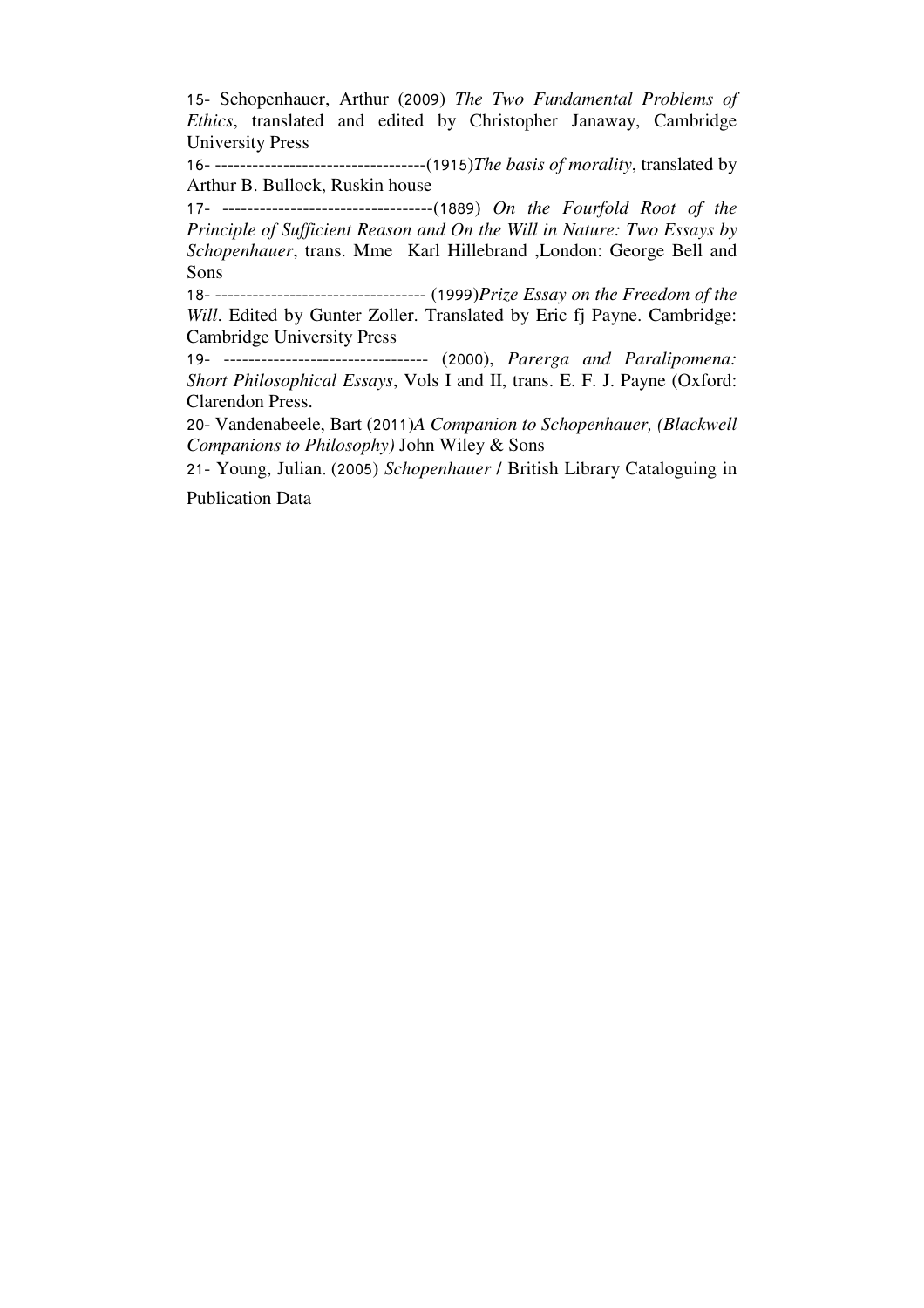15- Schopenhauer, Arthur (2009) *The Two Fundamental Problems of Ethics*, translated and edited by Christopher Janaway, Cambridge University Press

16- ----------------------------------(1915)*The basis of morality*, translated by Arthur B. Bullock, Ruskin house

17- ----------------------------------(1889) *On the Fourfold Root of the Principle of Sufficient Reason and On the Will in Nature: Two Essays by Schopenhauer*, trans. Mme Karl Hillebrand ,London: George Bell and Sons

18- ---------------------------------- (1999)*Prize Essay on the Freedom of the Will*. Edited by Gunter Zoller. Translated by Eric fj Payne. Cambridge: Cambridge University Press

19- --------------------------------- (2000), *Parerga and Paralipomena: Short Philosophical Essays*, Vols I and II, trans. E. F. J. Payne (Oxford: Clarendon Press.

20- Vandenabeele, Bart (2011)*A Companion to Schopenhauer, (Blackwell Companions to Philosophy)* John Wiley & Sons

21- Young, Julian. (2005) *Schopenhauer* / British Library Cataloguing in Publication Data